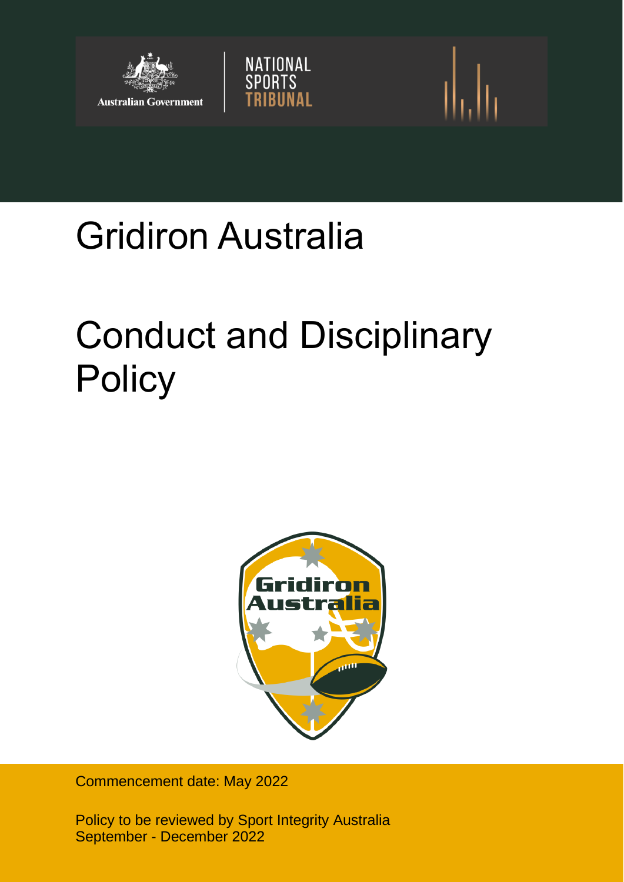Australian Government

NATIONAL SPORTS TRIBUNAL

# Gridiron Australia

# Conduct and Disciplinary Policy

Commencement date: May 2022

Policy to be reviewed by Sport Integrity Australia September - December 2022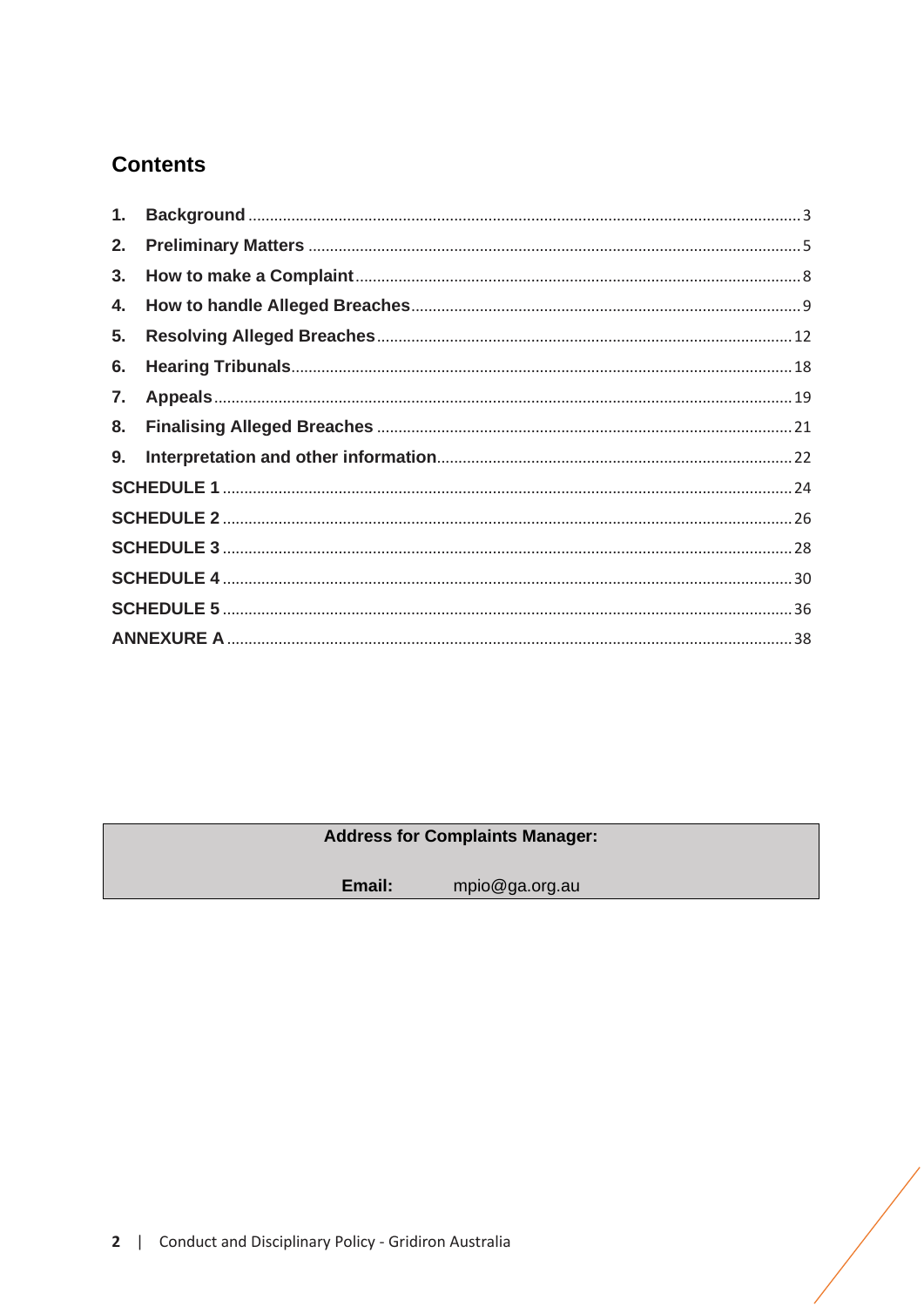## Contents

| | | |
|---|---|---|
| 1. | **Background** | 3 |
| 2. | **Preliminary Matters** | 5 |
| 3. | **How to make a Complaint** | 8 |
| 4. | **How to handle Alleged Breaches** | 9 |
| 5. | **Resolving Alleged Breaches** | 12 |
| 6. | **Hearing Tribunals** | 18 |
| 7. | **Appeals** | 19 |
| 8. | **Finalising Alleged Breaches** | 21 |
| 9. | **Interpretation and other information** | 22 |
| **SCHEDULE 1** | | 24 |
| **SCHEDULE 2** | | 26 |
| **SCHEDULE 3** | | 28 |
| **SCHEDULE 4** | | 30 |
| **SCHEDULE 5** | | 36 |
| **ANNEXURE A** | | 38 |

| **Address for Complaints Manager:** |
|---|
| **Email:** mpio@ga.org.au |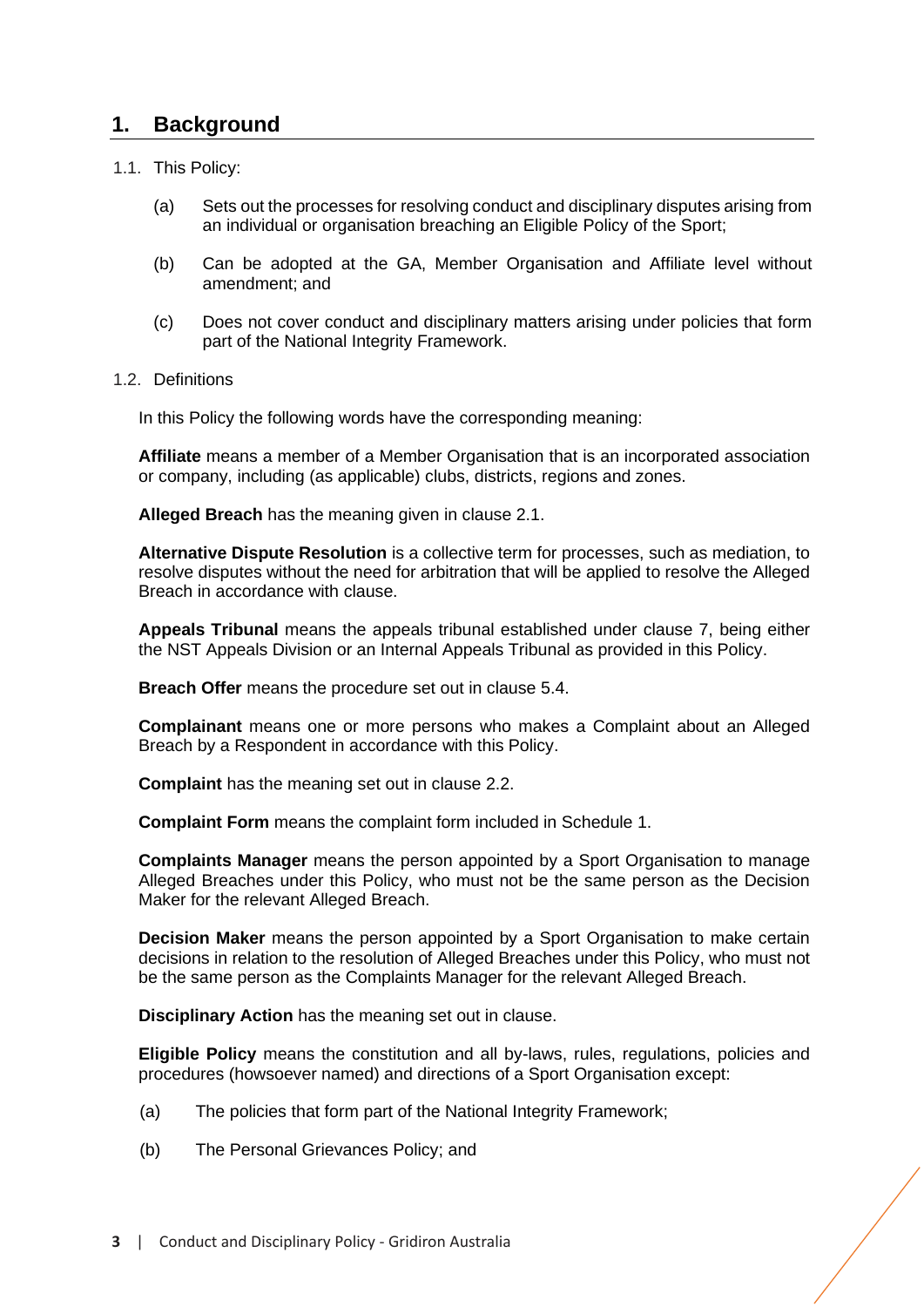## 1. Background

1.1. This Policy:

(a) Sets out the processes for resolving conduct and disciplinary disputes arising from an individual or organisation breaching an Eligible Policy of the Sport;

(b) Can be adopted at the GA, Member Organisation and Affiliate level without amendment; and

(c) Does not cover conduct and disciplinary matters arising under policies that form part of the National Integrity Framework.

1.2. Definitions

In this Policy the following words have the corresponding meaning:

**Affiliate** means a member of a Member Organisation that is an incorporated association or company, including (as applicable) clubs, districts, regions and zones.

**Alleged Breach** has the meaning given in clause 2.1.

**Alternative Dispute Resolution** is a collective term for processes, such as mediation, to resolve disputes without the need for arbitration that will be applied to resolve the Alleged Breach in accordance with clause.

**Appeals Tribunal** means the appeals tribunal established under clause 7, being either the NST Appeals Division or an Internal Appeals Tribunal as provided in this Policy.

**Breach Offer** means the procedure set out in clause 5.4.

**Complainant** means one or more persons who makes a Complaint about an Alleged Breach by a Respondent in accordance with this Policy.

**Complaint** has the meaning set out in clause 2.2.

**Complaint Form** means the complaint form included in Schedule 1.

**Complaints Manager** means the person appointed by a Sport Organisation to manage Alleged Breaches under this Policy, who must not be the same person as the Decision Maker for the relevant Alleged Breach.

**Decision Maker** means the person appointed by a Sport Organisation to make certain decisions in relation to the resolution of Alleged Breaches under this Policy, who must not be the same person as the Complaints Manager for the relevant Alleged Breach.

**Disciplinary Action** has the meaning set out in clause.

**Eligible Policy** means the constitution and all by-laws, rules, regulations, policies and procedures (howsoever named) and directions of a Sport Organisation except:

(a) The policies that form part of the National Integrity Framework;

(b) The Personal Grievances Policy; and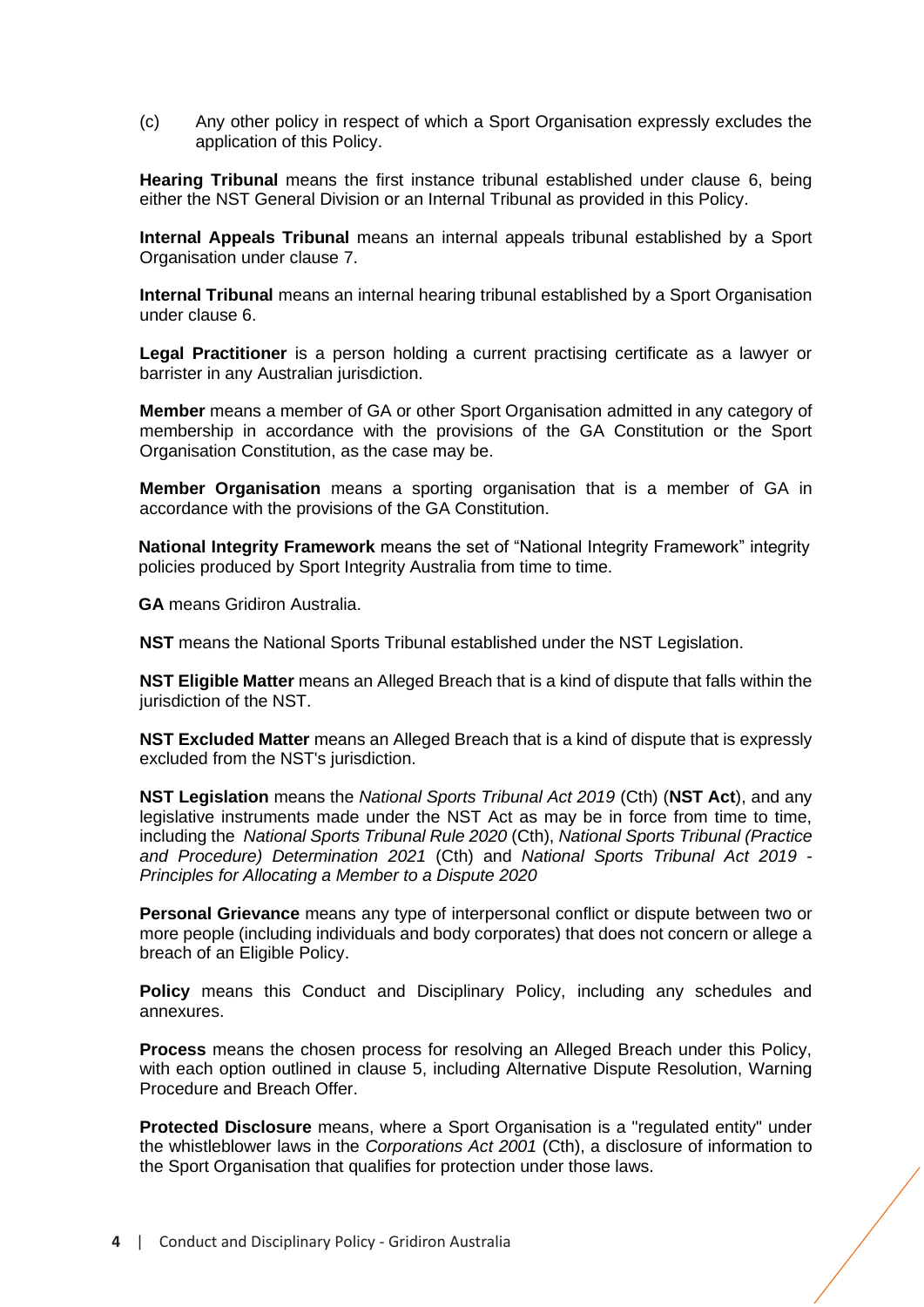(c) Any other policy in respect of which a Sport Organisation expressly excludes the application of this Policy.

**Hearing Tribunal** means the first instance tribunal established under clause 6, being either the NST General Division or an Internal Tribunal as provided in this Policy.

**Internal Appeals Tribunal** means an internal appeals tribunal established by a Sport Organisation under clause 7.

**Internal Tribunal** means an internal hearing tribunal established by a Sport Organisation under clause 6.

**Legal Practitioner** is a person holding a current practising certificate as a lawyer or barrister in any Australian jurisdiction.

**Member** means a member of GA or other Sport Organisation admitted in any category of membership in accordance with the provisions of the GA Constitution or the Sport Organisation Constitution, as the case may be.

**Member Organisation** means a sporting organisation that is a member of GA in accordance with the provisions of the GA Constitution.

**National Integrity Framework** means the set of "National Integrity Framework" integrity policies produced by Sport Integrity Australia from time to time.

**GA** means Gridiron Australia.

**NST** means the National Sports Tribunal established under the NST Legislation.

**NST Eligible Matter** means an Alleged Breach that is a kind of dispute that falls within the jurisdiction of the NST.

**NST Excluded Matter** means an Alleged Breach that is a kind of dispute that is expressly excluded from the NST's jurisdiction.

**NST Legislation** means the *National Sports Tribunal Act 2019* (Cth) (**NST Act**), and any legislative instruments made under the NST Act as may be in force from time to time, including the *National Sports Tribunal Rule 2020* (Cth), *National Sports Tribunal (Practice and Procedure) Determination 2021* (Cth) and *National Sports Tribunal Act 2019 - Principles for Allocating a Member to a Dispute 2020*

**Personal Grievance** means any type of interpersonal conflict or dispute between two or more people (including individuals and body corporates) that does not concern or allege a breach of an Eligible Policy.

**Policy** means this Conduct and Disciplinary Policy, including any schedules and annexures.

**Process** means the chosen process for resolving an Alleged Breach under this Policy, with each option outlined in clause 5, including Alternative Dispute Resolution, Warning Procedure and Breach Offer.

**Protected Disclosure** means, where a Sport Organisation is a "regulated entity" under the whistleblower laws in the *Corporations Act 2001* (Cth), a disclosure of information to the Sport Organisation that qualifies for protection under those laws.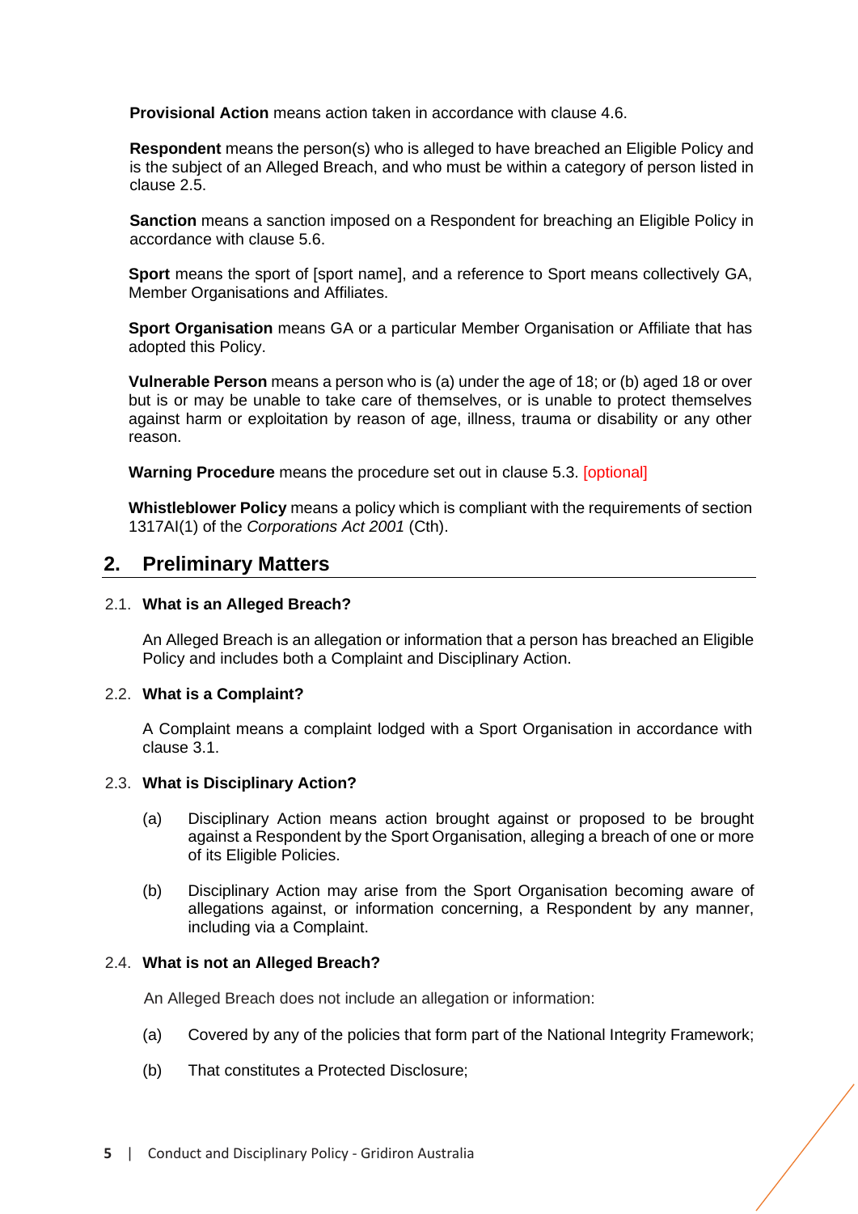**Provisional Action** means action taken in accordance with clause 4.6.

**Respondent** means the person(s) who is alleged to have breached an Eligible Policy and is the subject of an Alleged Breach, and who must be within a category of person listed in clause 2.5.

**Sanction** means a sanction imposed on a Respondent for breaching an Eligible Policy in accordance with clause 5.6.

**Sport** means the sport of [sport name], and a reference to Sport means collectively GA, Member Organisations and Affiliates.

**Sport Organisation** means GA or a particular Member Organisation or Affiliate that has adopted this Policy.

**Vulnerable Person** means a person who is (a) under the age of 18; or (b) aged 18 or over but is or may be unable to take care of themselves, or is unable to protect themselves against harm or exploitation by reason of age, illness, trauma or disability or any other reason.

**Warning Procedure** means the procedure set out in clause 5.3. [optional]

**Whistleblower Policy** means a policy which is compliant with the requirements of section 1317AI(1) of the *Corporations Act 2001* (Cth).

## 2. Preliminary Matters

### 2.1. What is an Alleged Breach?

An Alleged Breach is an allegation or information that a person has breached an Eligible Policy and includes both a Complaint and Disciplinary Action.

### 2.2. What is a Complaint?

A Complaint means a complaint lodged with a Sport Organisation in accordance with clause 3.1.

### 2.3. What is Disciplinary Action?

(a) Disciplinary Action means action brought against or proposed to be brought against a Respondent by the Sport Organisation, alleging a breach of one or more of its Eligible Policies.

(b) Disciplinary Action may arise from the Sport Organisation becoming aware of allegations against, or information concerning, a Respondent by any manner, including via a Complaint.

### 2.4. What is not an Alleged Breach?

An Alleged Breach does not include an allegation or information:

(a) Covered by any of the policies that form part of the National Integrity Framework;

(b) That constitutes a Protected Disclosure;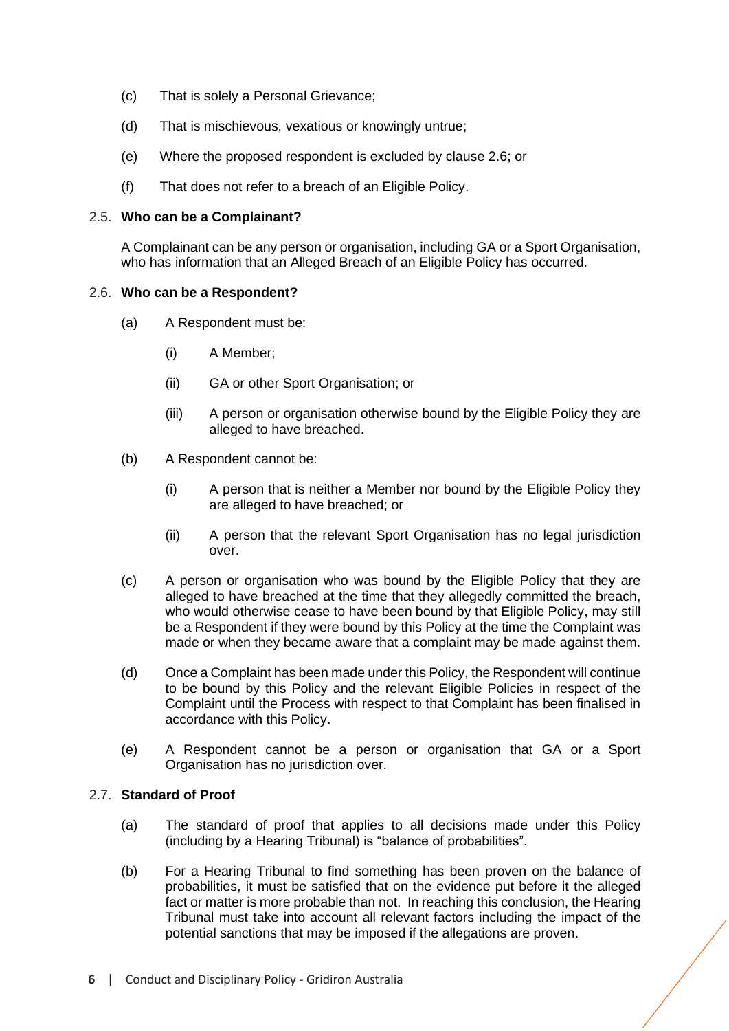(c) That is solely a Personal Grievance;

(d) That is mischievous, vexatious or knowingly untrue;

(e) Where the proposed respondent is excluded by clause 2.6; or

(f) That does not refer to a breach of an Eligible Policy.

### 2.5. Who can be a Complainant?

A Complainant can be any person or organisation, including GA or a Sport Organisation, who has information that an Alleged Breach of an Eligible Policy has occurred.

### 2.6. Who can be a Respondent?

(a) A Respondent must be:

  (i) A Member;

  (ii) GA or other Sport Organisation; or

  (iii) A person or organisation otherwise bound by the Eligible Policy they are alleged to have breached.

(b) A Respondent cannot be:

  (i) A person that is neither a Member nor bound by the Eligible Policy they are alleged to have breached; or

  (ii) A person that the relevant Sport Organisation has no legal jurisdiction over.

(c) A person or organisation who was bound by the Eligible Policy that they are alleged to have breached at the time that they allegedly committed the breach, who would otherwise cease to have been bound by that Eligible Policy, may still be a Respondent if they were bound by this Policy at the time the Complaint was made or when they became aware that a complaint may be made against them.

(d) Once a Complaint has been made under this Policy, the Respondent will continue to be bound by this Policy and the relevant Eligible Policies in respect of the Complaint until the Process with respect to that Complaint has been finalised in accordance with this Policy.

(e) A Respondent cannot be a person or organisation that GA or a Sport Organisation has no jurisdiction over.

### 2.7. Standard of Proof

(a) The standard of proof that applies to all decisions made under this Policy (including by a Hearing Tribunal) is "balance of probabilities".

(b) For a Hearing Tribunal to find something has been proven on the balance of probabilities, it must be satisfied that on the evidence put before it the alleged fact or matter is more probable than not. In reaching this conclusion, the Hearing Tribunal must take into account all relevant factors including the impact of the potential sanctions that may be imposed if the allegations are proven.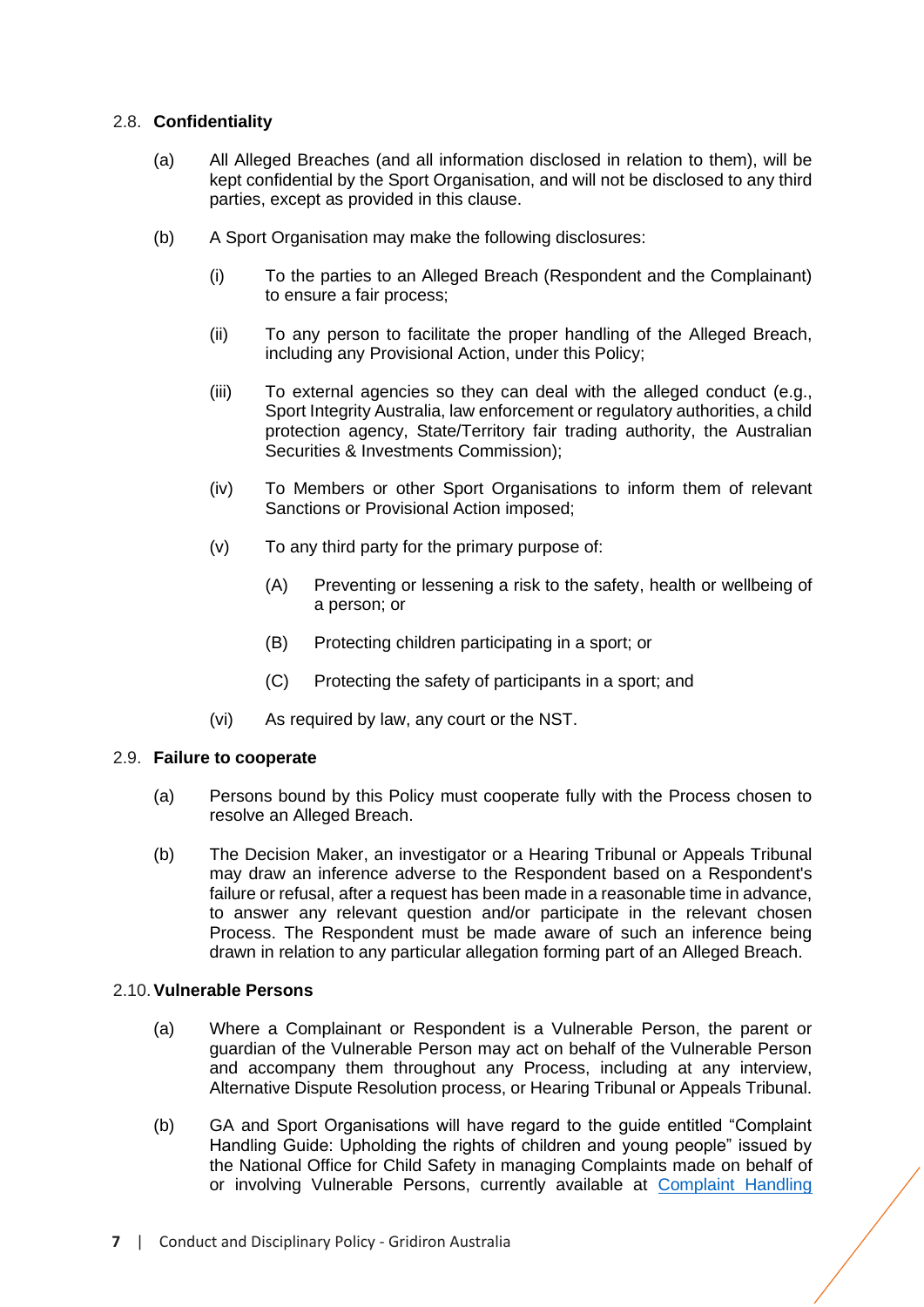### 2.8. Confidentiality

(a) All Alleged Breaches (and all information disclosed in relation to them), will be kept confidential by the Sport Organisation, and will not be disclosed to any third parties, except as provided in this clause.

(b) A Sport Organisation may make the following disclosures:

(i) To the parties to an Alleged Breach (Respondent and the Complainant) to ensure a fair process;

(ii) To any person to facilitate the proper handling of the Alleged Breach, including any Provisional Action, under this Policy;

(iii) To external agencies so they can deal with the alleged conduct (e.g., Sport Integrity Australia, law enforcement or regulatory authorities, a child protection agency, State/Territory fair trading authority, the Australian Securities & Investments Commission);

(iv) To Members or other Sport Organisations to inform them of relevant Sanctions or Provisional Action imposed;

(v) To any third party for the primary purpose of:

(A) Preventing or lessening a risk to the safety, health or wellbeing of a person; or

(B) Protecting children participating in a sport; or

(C) Protecting the safety of participants in a sport; and

(vi) As required by law, any court or the NST.

### 2.9. Failure to cooperate

(a) Persons bound by this Policy must cooperate fully with the Process chosen to resolve an Alleged Breach.

(b) The Decision Maker, an investigator or a Hearing Tribunal or Appeals Tribunal may draw an inference adverse to the Respondent based on a Respondent's failure or refusal, after a request has been made in a reasonable time in advance, to answer any relevant question and/or participate in the relevant chosen Process. The Respondent must be made aware of such an inference being drawn in relation to any particular allegation forming part of an Alleged Breach.

### 2.10. Vulnerable Persons

(a) Where a Complainant or Respondent is a Vulnerable Person, the parent or guardian of the Vulnerable Person may act on behalf of the Vulnerable Person and accompany them throughout any Process, including at any interview, Alternative Dispute Resolution process, or Hearing Tribunal or Appeals Tribunal.

(b) GA and Sport Organisations will have regard to the guide entitled "Complaint Handling Guide: Upholding the rights of children and young people" issued by the National Office for Child Safety in managing Complaints made on behalf of or involving Vulnerable Persons, currently available at Complaint Handling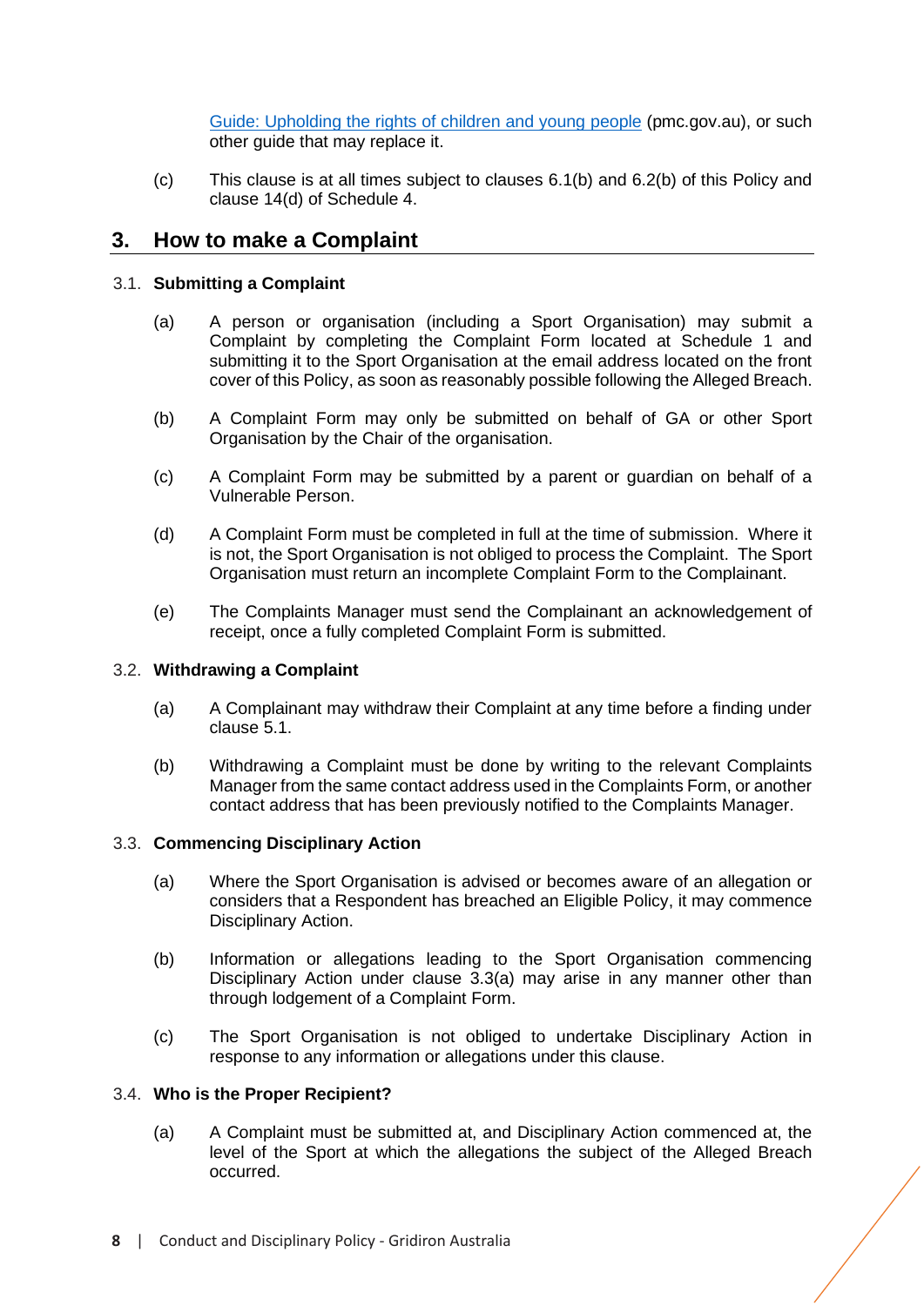[Guide: Upholding the rights of children and young people](pmc.gov.au) (pmc.gov.au), or such other guide that may replace it.

(c) This clause is at all times subject to clauses 6.1(b) and 6.2(b) of this Policy and clause 14(d) of Schedule 4.

## 3. How to make a Complaint

### 3.1. Submitting a Complaint

(a) A person or organisation (including a Sport Organisation) may submit a Complaint by completing the Complaint Form located at Schedule 1 and submitting it to the Sport Organisation at the email address located on the front cover of this Policy, as soon as reasonably possible following the Alleged Breach.

(b) A Complaint Form may only be submitted on behalf of GA or other Sport Organisation by the Chair of the organisation.

(c) A Complaint Form may be submitted by a parent or guardian on behalf of a Vulnerable Person.

(d) A Complaint Form must be completed in full at the time of submission. Where it is not, the Sport Organisation is not obliged to process the Complaint. The Sport Organisation must return an incomplete Complaint Form to the Complainant.

(e) The Complaints Manager must send the Complainant an acknowledgement of receipt, once a fully completed Complaint Form is submitted.

### 3.2. Withdrawing a Complaint

(a) A Complainant may withdraw their Complaint at any time before a finding under clause 5.1.

(b) Withdrawing a Complaint must be done by writing to the relevant Complaints Manager from the same contact address used in the Complaints Form, or another contact address that has been previously notified to the Complaints Manager.

### 3.3. Commencing Disciplinary Action

(a) Where the Sport Organisation is advised or becomes aware of an allegation or considers that a Respondent has breached an Eligible Policy, it may commence Disciplinary Action.

(b) Information or allegations leading to the Sport Organisation commencing Disciplinary Action under clause 3.3(a) may arise in any manner other than through lodgement of a Complaint Form.

(c) The Sport Organisation is not obliged to undertake Disciplinary Action in response to any information or allegations under this clause.

### 3.4. Who is the Proper Recipient?

(a) A Complaint must be submitted at, and Disciplinary Action commenced at, the level of the Sport at which the allegations the subject of the Alleged Breach occurred.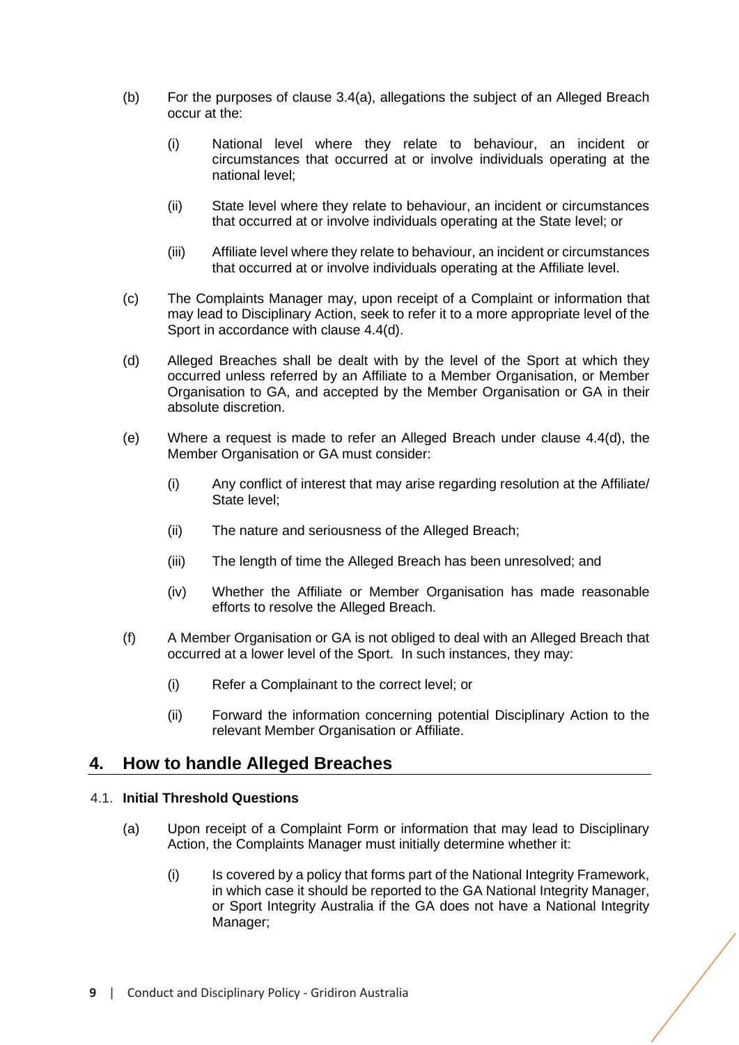(b) For the purposes of clause 3.4(a), allegations the subject of an Alleged Breach occur at the:

   (i) National level where they relate to behaviour, an incident or circumstances that occurred at or involve individuals operating at the national level;

   (ii) State level where they relate to behaviour, an incident or circumstances that occurred at or involve individuals operating at the State level; or

   (iii) Affiliate level where they relate to behaviour, an incident or circumstances that occurred at or involve individuals operating at the Affiliate level.

(c) The Complaints Manager may, upon receipt of a Complaint or information that may lead to Disciplinary Action, seek to refer it to a more appropriate level of the Sport in accordance with clause 4.4(d).

(d) Alleged Breaches shall be dealt with by the level of the Sport at which they occurred unless referred by an Affiliate to a Member Organisation, or Member Organisation to GA, and accepted by the Member Organisation or GA in their absolute discretion.

(e) Where a request is made to refer an Alleged Breach under clause 4.4(d), the Member Organisation or GA must consider:

   (i) Any conflict of interest that may arise regarding resolution at the Affiliate/ State level;

   (ii) The nature and seriousness of the Alleged Breach;

   (iii) The length of time the Alleged Breach has been unresolved; and

   (iv) Whether the Affiliate or Member Organisation has made reasonable efforts to resolve the Alleged Breach.

(f) A Member Organisation or GA is not obliged to deal with an Alleged Breach that occurred at a lower level of the Sport. In such instances, they may:

   (i) Refer a Complainant to the correct level; or

   (ii) Forward the information concerning potential Disciplinary Action to the relevant Member Organisation or Affiliate.

## 4. How to handle Alleged Breaches

### 4.1. Initial Threshold Questions

(a) Upon receipt of a Complaint Form or information that may lead to Disciplinary Action, the Complaints Manager must initially determine whether it:

   (i) Is covered by a policy that forms part of the National Integrity Framework, in which case it should be reported to the GA National Integrity Manager, or Sport Integrity Australia if the GA does not have a National Integrity Manager;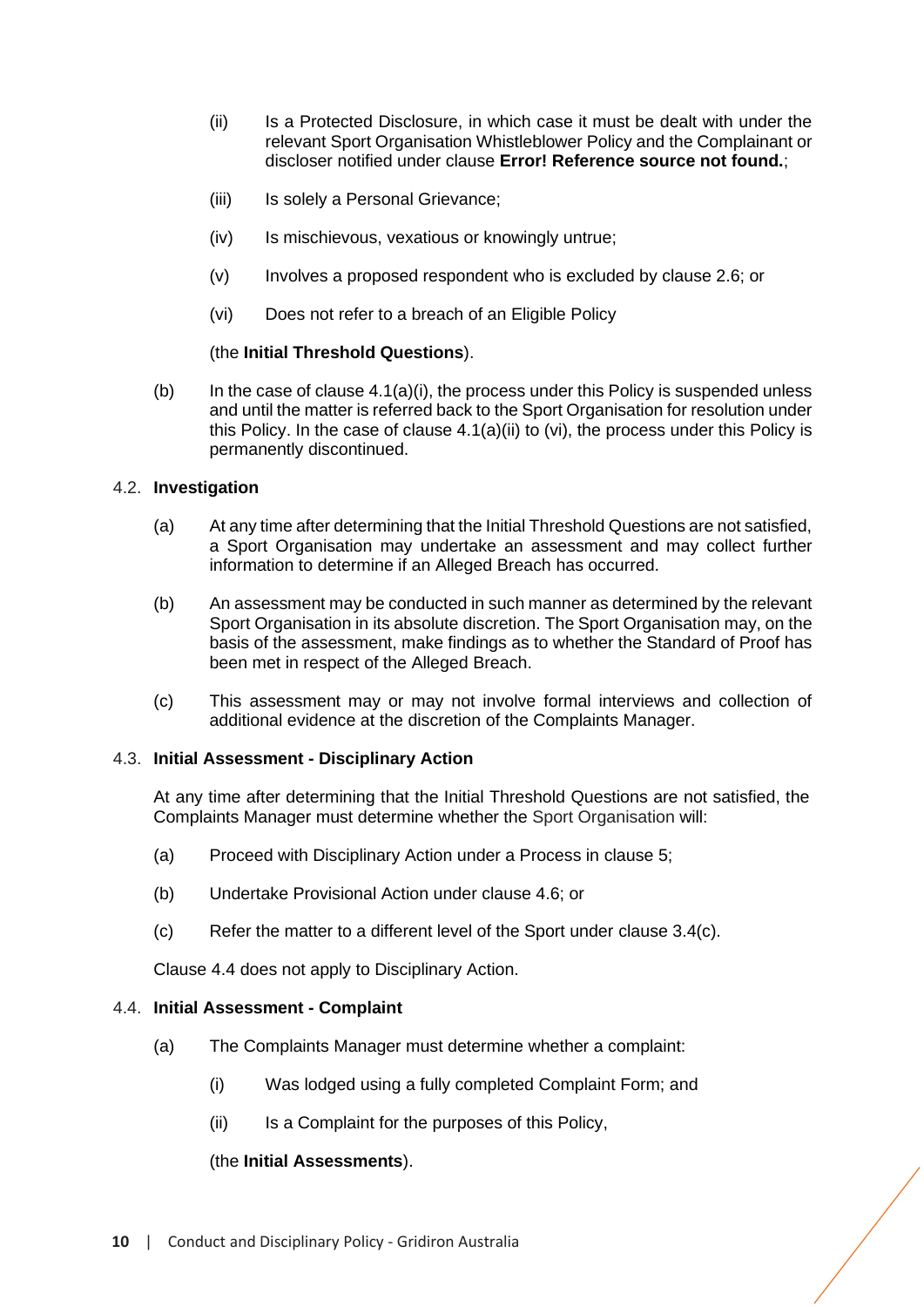(ii) Is a Protected Disclosure, in which case it must be dealt with under the relevant Sport Organisation Whistleblower Policy and the Complainant or discloser notified under clause **Error! Reference source not found.**;

(iii) Is solely a Personal Grievance;

(iv) Is mischievous, vexatious or knowingly untrue;

(v) Involves a proposed respondent who is excluded by clause 2.6; or

(vi) Does not refer to a breach of an Eligible Policy

(the **Initial Threshold Questions**).

(b) In the case of clause 4.1(a)(i), the process under this Policy is suspended unless and until the matter is referred back to the Sport Organisation for resolution under this Policy. In the case of clause 4.1(a)(ii) to (vi), the process under this Policy is permanently discontinued.

### 4.2. Investigation

(a) At any time after determining that the Initial Threshold Questions are not satisfied, a Sport Organisation may undertake an assessment and may collect further information to determine if an Alleged Breach has occurred.

(b) An assessment may be conducted in such manner as determined by the relevant Sport Organisation in its absolute discretion. The Sport Organisation may, on the basis of the assessment, make findings as to whether the Standard of Proof has been met in respect of the Alleged Breach.

(c) This assessment may or may not involve formal interviews and collection of additional evidence at the discretion of the Complaints Manager.

### 4.3. Initial Assessment - Disciplinary Action

At any time after determining that the Initial Threshold Questions are not satisfied, the Complaints Manager must determine whether the Sport Organisation will:

(a) Proceed with Disciplinary Action under a Process in clause 5;

(b) Undertake Provisional Action under clause 4.6; or

(c) Refer the matter to a different level of the Sport under clause 3.4(c).

Clause 4.4 does not apply to Disciplinary Action.

### 4.4. Initial Assessment - Complaint

(a) The Complaints Manager must determine whether a complaint:

(i) Was lodged using a fully completed Complaint Form; and

(ii) Is a Complaint for the purposes of this Policy,

(the **Initial Assessments**).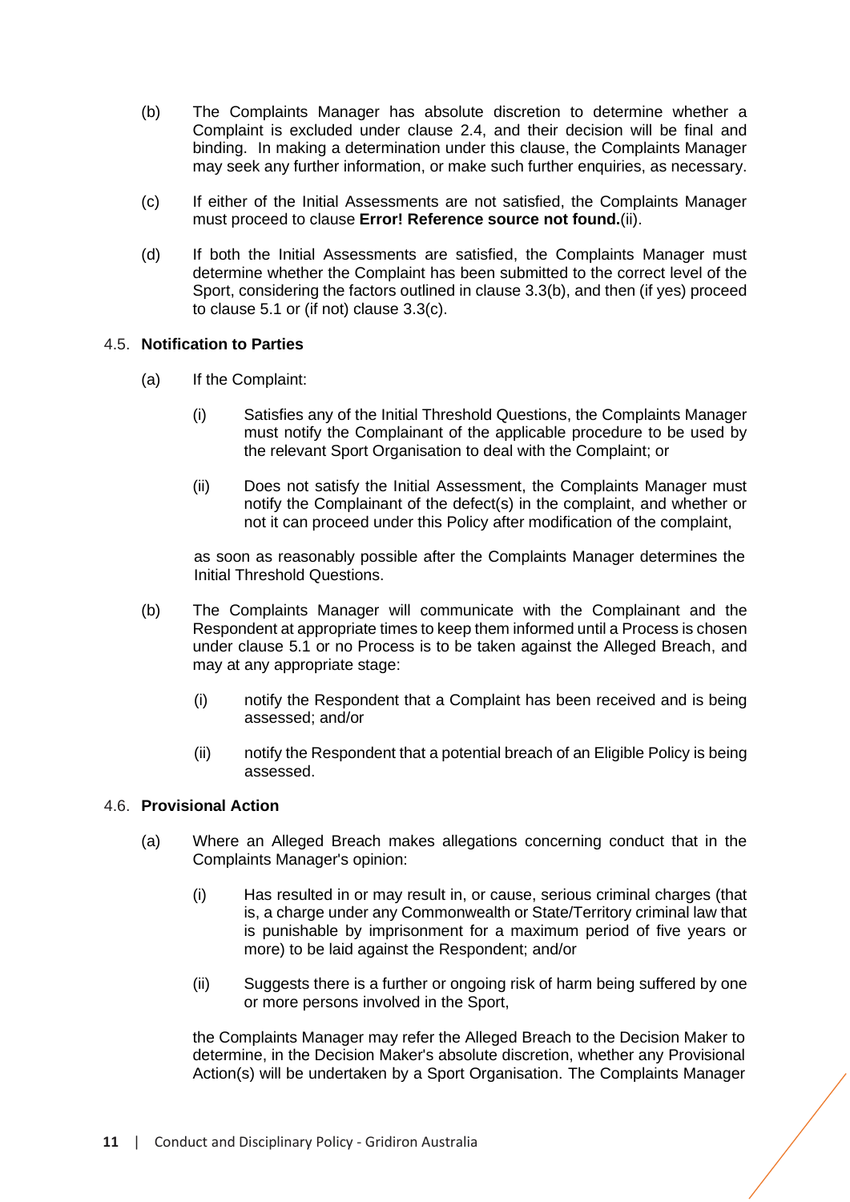(b) The Complaints Manager has absolute discretion to determine whether a Complaint is excluded under clause 2.4, and their decision will be final and binding. In making a determination under this clause, the Complaints Manager may seek any further information, or make such further enquiries, as necessary.

(c) If either of the Initial Assessments are not satisfied, the Complaints Manager must proceed to clause **Error! Reference source not found.**(ii).

(d) If both the Initial Assessments are satisfied, the Complaints Manager must determine whether the Complaint has been submitted to the correct level of the Sport, considering the factors outlined in clause 3.3(b), and then (if yes) proceed to clause 5.1 or (if not) clause 3.3(c).

### 4.5. Notification to Parties

(a) If the Complaint:

(i) Satisfies any of the Initial Threshold Questions, the Complaints Manager must notify the Complainant of the applicable procedure to be used by the relevant Sport Organisation to deal with the Complaint; or

(ii) Does not satisfy the Initial Assessment, the Complaints Manager must notify the Complainant of the defect(s) in the complaint, and whether or not it can proceed under this Policy after modification of the complaint,

as soon as reasonably possible after the Complaints Manager determines the Initial Threshold Questions.

(b) The Complaints Manager will communicate with the Complainant and the Respondent at appropriate times to keep them informed until a Process is chosen under clause 5.1 or no Process is to be taken against the Alleged Breach, and may at any appropriate stage:

(i) notify the Respondent that a Complaint has been received and is being assessed; and/or

(ii) notify the Respondent that a potential breach of an Eligible Policy is being assessed.

### 4.6. Provisional Action

(a) Where an Alleged Breach makes allegations concerning conduct that in the Complaints Manager's opinion:

(i) Has resulted in or may result in, or cause, serious criminal charges (that is, a charge under any Commonwealth or State/Territory criminal law that is punishable by imprisonment for a maximum period of five years or more) to be laid against the Respondent; and/or

(ii) Suggests there is a further or ongoing risk of harm being suffered by one or more persons involved in the Sport,

the Complaints Manager may refer the Alleged Breach to the Decision Maker to determine, in the Decision Maker's absolute discretion, whether any Provisional Action(s) will be undertaken by a Sport Organisation. The Complaints Manager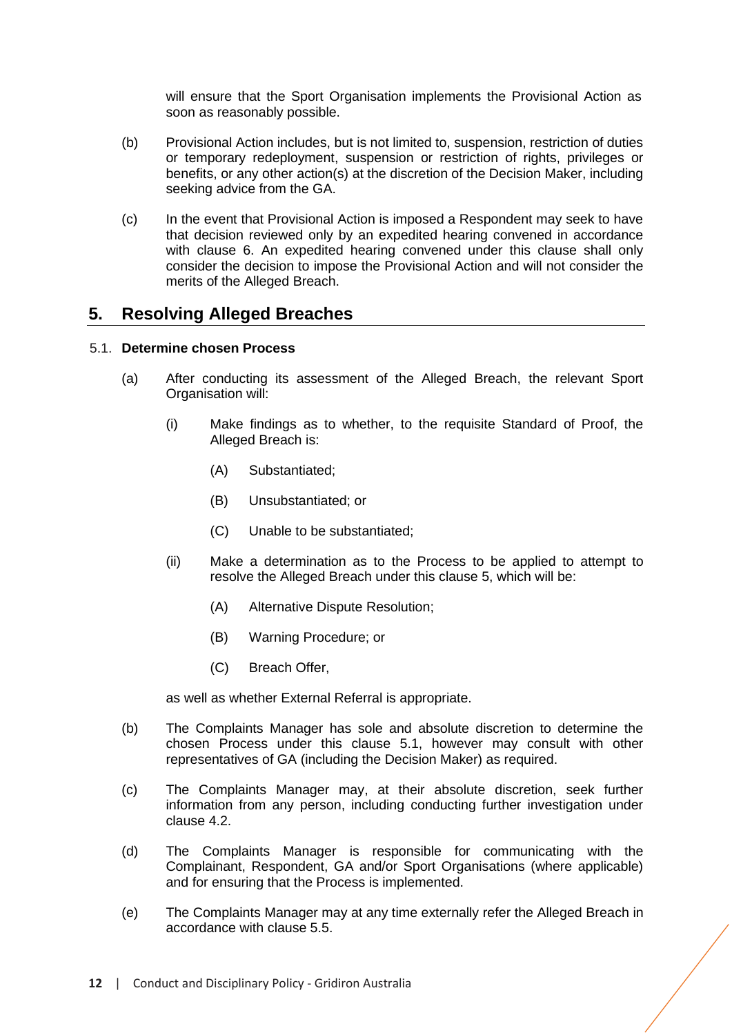will ensure that the Sport Organisation implements the Provisional Action as soon as reasonably possible.

(b) Provisional Action includes, but is not limited to, suspension, restriction of duties or temporary redeployment, suspension or restriction of rights, privileges or benefits, or any other action(s) at the discretion of the Decision Maker, including seeking advice from the GA.

(c) In the event that Provisional Action is imposed a Respondent may seek to have that decision reviewed only by an expedited hearing convened in accordance with clause 6. An expedited hearing convened under this clause shall only consider the decision to impose the Provisional Action and will not consider the merits of the Alleged Breach.

## 5. Resolving Alleged Breaches

### 5.1. Determine chosen Process

(a) After conducting its assessment of the Alleged Breach, the relevant Sport Organisation will:

  (i) Make findings as to whether, to the requisite Standard of Proof, the Alleged Breach is:

    (A) Substantiated;

    (B) Unsubstantiated; or

    (C) Unable to be substantiated;

  (ii) Make a determination as to the Process to be applied to attempt to resolve the Alleged Breach under this clause 5, which will be:

    (A) Alternative Dispute Resolution;

    (B) Warning Procedure; or

    (C) Breach Offer,

  as well as whether External Referral is appropriate.

(b) The Complaints Manager has sole and absolute discretion to determine the chosen Process under this clause 5.1, however may consult with other representatives of GA (including the Decision Maker) as required.

(c) The Complaints Manager may, at their absolute discretion, seek further information from any person, including conducting further investigation under clause 4.2.

(d) The Complaints Manager is responsible for communicating with the Complainant, Respondent, GA and/or Sport Organisations (where applicable) and for ensuring that the Process is implemented.

(e) The Complaints Manager may at any time externally refer the Alleged Breach in accordance with clause 5.5.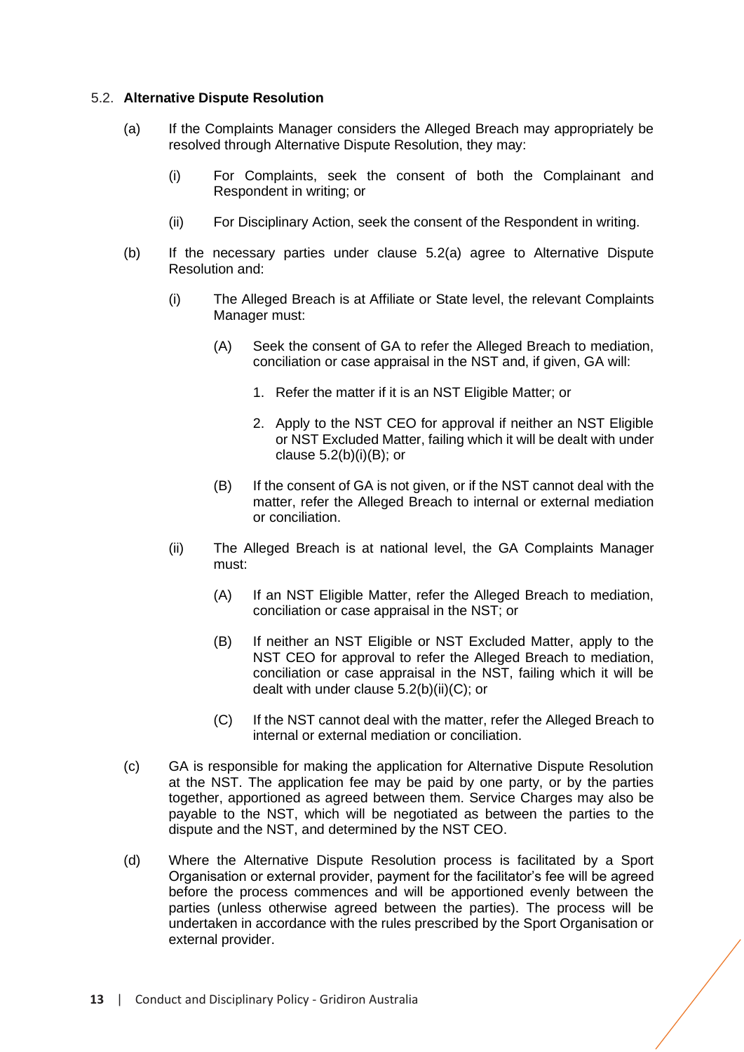### 5.2. Alternative Dispute Resolution

(a) If the Complaints Manager considers the Alleged Breach may appropriately be resolved through Alternative Dispute Resolution, they may:

   (i) For Complaints, seek the consent of both the Complainant and Respondent in writing; or

   (ii) For Disciplinary Action, seek the consent of the Respondent in writing.

(b) If the necessary parties under clause 5.2(a) agree to Alternative Dispute Resolution and:

   (i) The Alleged Breach is at Affiliate or State level, the relevant Complaints Manager must:

      (A) Seek the consent of GA to refer the Alleged Breach to mediation, conciliation or case appraisal in the NST and, if given, GA will:

         1. Refer the matter if it is an NST Eligible Matter; or

         2. Apply to the NST CEO for approval if neither an NST Eligible or NST Excluded Matter, failing which it will be dealt with under clause 5.2(b)(i)(B); or

      (B) If the consent of GA is not given, or if the NST cannot deal with the matter, refer the Alleged Breach to internal or external mediation or conciliation.

   (ii) The Alleged Breach is at national level, the GA Complaints Manager must:

      (A) If an NST Eligible Matter, refer the Alleged Breach to mediation, conciliation or case appraisal in the NST; or

      (B) If neither an NST Eligible or NST Excluded Matter, apply to the NST CEO for approval to refer the Alleged Breach to mediation, conciliation or case appraisal in the NST, failing which it will be dealt with under clause 5.2(b)(ii)(C); or

      (C) If the NST cannot deal with the matter, refer the Alleged Breach to internal or external mediation or conciliation.

(c) GA is responsible for making the application for Alternative Dispute Resolution at the NST. The application fee may be paid by one party, or by the parties together, apportioned as agreed between them. Service Charges may also be payable to the NST, which will be negotiated as between the parties to the dispute and the NST, and determined by the NST CEO.

(d) Where the Alternative Dispute Resolution process is facilitated by a Sport Organisation or external provider, payment for the facilitator's fee will be agreed before the process commences and will be apportioned evenly between the parties (unless otherwise agreed between the parties). The process will be undertaken in accordance with the rules prescribed by the Sport Organisation or external provider.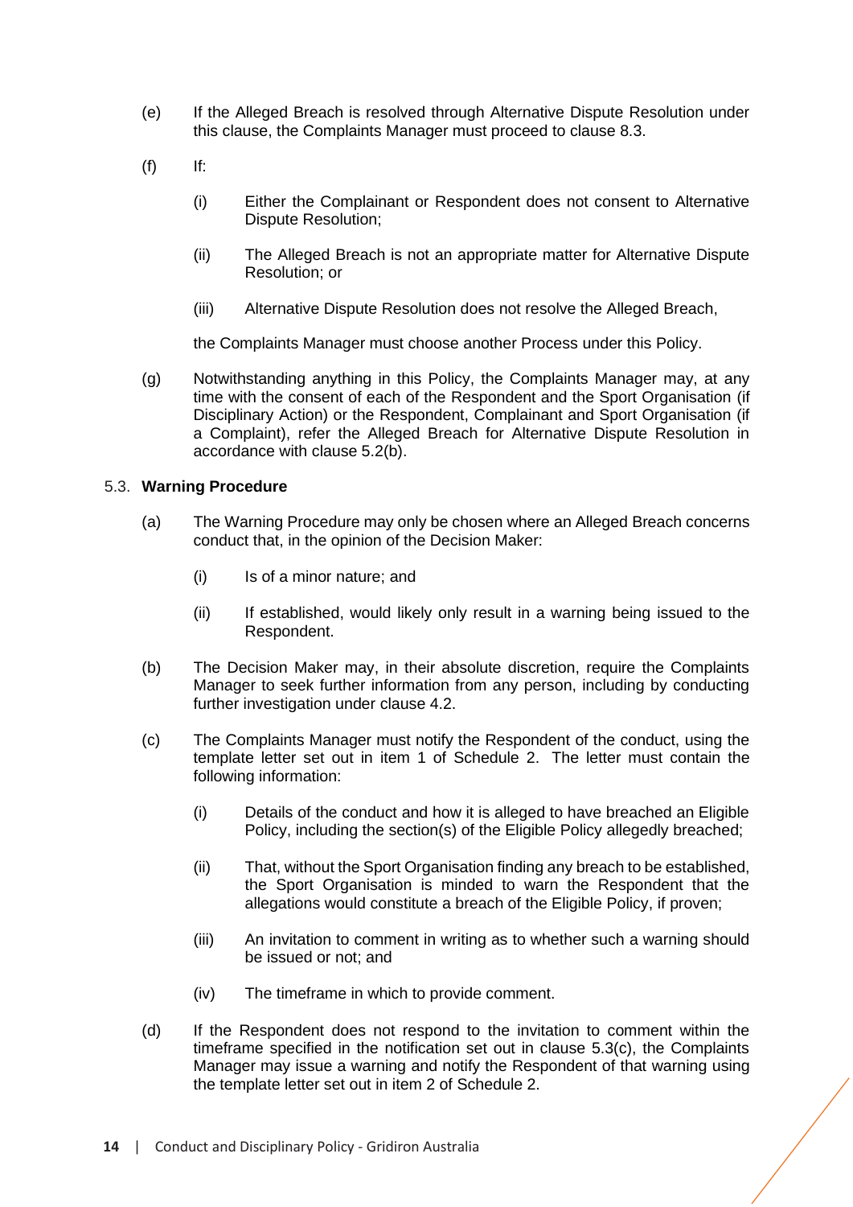(e) If the Alleged Breach is resolved through Alternative Dispute Resolution under this clause, the Complaints Manager must proceed to clause 8.3.

(f) If:

  (i) Either the Complainant or Respondent does not consent to Alternative Dispute Resolution;

  (ii) The Alleged Breach is not an appropriate matter for Alternative Dispute Resolution; or

  (iii) Alternative Dispute Resolution does not resolve the Alleged Breach,

  the Complaints Manager must choose another Process under this Policy.

(g) Notwithstanding anything in this Policy, the Complaints Manager may, at any time with the consent of each of the Respondent and the Sport Organisation (if Disciplinary Action) or the Respondent, Complainant and Sport Organisation (if a Complaint), refer the Alleged Breach for Alternative Dispute Resolution in accordance with clause 5.2(b).

### 5.3. Warning Procedure

(a) The Warning Procedure may only be chosen where an Alleged Breach concerns conduct that, in the opinion of the Decision Maker:

  (i) Is of a minor nature; and

  (ii) If established, would likely only result in a warning being issued to the Respondent.

(b) The Decision Maker may, in their absolute discretion, require the Complaints Manager to seek further information from any person, including by conducting further investigation under clause 4.2.

(c) The Complaints Manager must notify the Respondent of the conduct, using the template letter set out in item 1 of Schedule 2. The letter must contain the following information:

  (i) Details of the conduct and how it is alleged to have breached an Eligible Policy, including the section(s) of the Eligible Policy allegedly breached;

  (ii) That, without the Sport Organisation finding any breach to be established, the Sport Organisation is minded to warn the Respondent that the allegations would constitute a breach of the Eligible Policy, if proven;

  (iii) An invitation to comment in writing as to whether such a warning should be issued or not; and

  (iv) The timeframe in which to provide comment.

(d) If the Respondent does not respond to the invitation to comment within the timeframe specified in the notification set out in clause 5.3(c), the Complaints Manager may issue a warning and notify the Respondent of that warning using the template letter set out in item 2 of Schedule 2.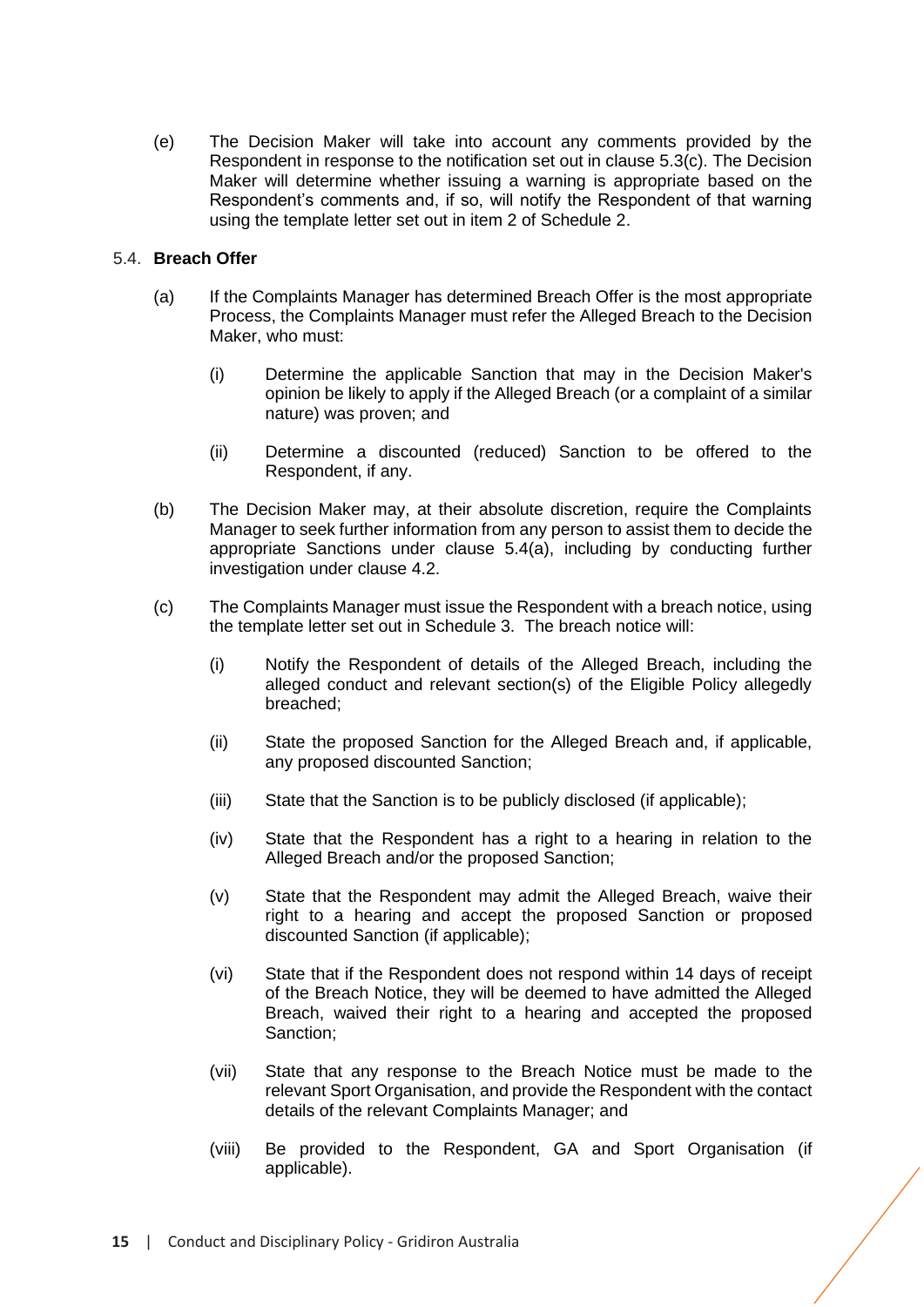(e) The Decision Maker will take into account any comments provided by the Respondent in response to the notification set out in clause 5.3(c). The Decision Maker will determine whether issuing a warning is appropriate based on the Respondent's comments and, if so, will notify the Respondent of that warning using the template letter set out in item 2 of Schedule 2.

### 5.4. Breach Offer

(a) If the Complaints Manager has determined Breach Offer is the most appropriate Process, the Complaints Manager must refer the Alleged Breach to the Decision Maker, who must:

  (i) Determine the applicable Sanction that may in the Decision Maker's opinion be likely to apply if the Alleged Breach (or a complaint of a similar nature) was proven; and

  (ii) Determine a discounted (reduced) Sanction to be offered to the Respondent, if any.

(b) The Decision Maker may, at their absolute discretion, require the Complaints Manager to seek further information from any person to assist them to decide the appropriate Sanctions under clause 5.4(a), including by conducting further investigation under clause 4.2.

(c) The Complaints Manager must issue the Respondent with a breach notice, using the template letter set out in Schedule 3. The breach notice will:

  (i) Notify the Respondent of details of the Alleged Breach, including the alleged conduct and relevant section(s) of the Eligible Policy allegedly breached;

  (ii) State the proposed Sanction for the Alleged Breach and, if applicable, any proposed discounted Sanction;

  (iii) State that the Sanction is to be publicly disclosed (if applicable);

  (iv) State that the Respondent has a right to a hearing in relation to the Alleged Breach and/or the proposed Sanction;

  (v) State that the Respondent may admit the Alleged Breach, waive their right to a hearing and accept the proposed Sanction or proposed discounted Sanction (if applicable);

  (vi) State that if the Respondent does not respond within 14 days of receipt of the Breach Notice, they will be deemed to have admitted the Alleged Breach, waived their right to a hearing and accepted the proposed Sanction;

  (vii) State that any response to the Breach Notice must be made to the relevant Sport Organisation, and provide the Respondent with the contact details of the relevant Complaints Manager; and

  (viii) Be provided to the Respondent, GA and Sport Organisation (if applicable).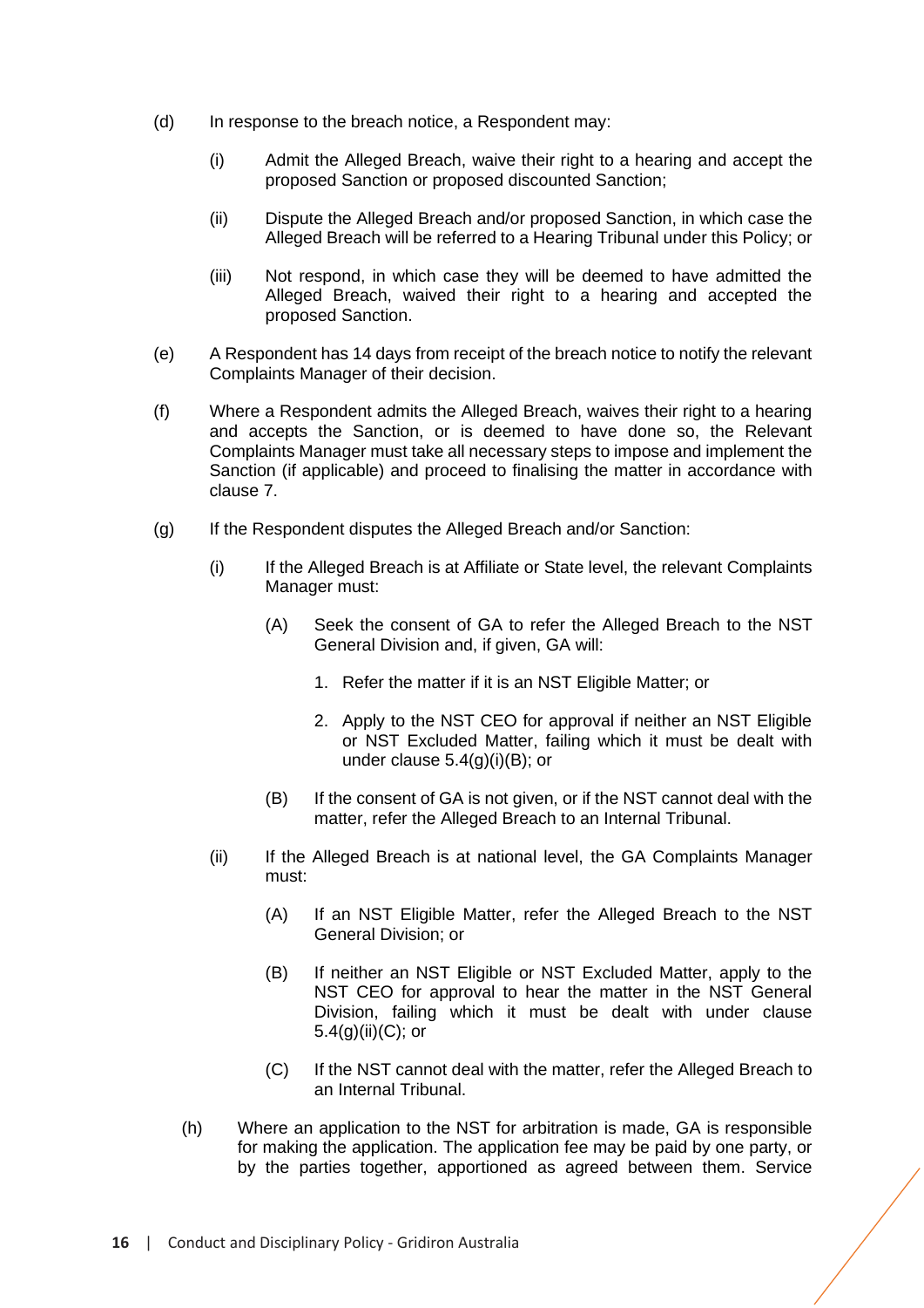(d) In response to the breach notice, a Respondent may:

   (i) Admit the Alleged Breach, waive their right to a hearing and accept the proposed Sanction or proposed discounted Sanction;

   (ii) Dispute the Alleged Breach and/or proposed Sanction, in which case the Alleged Breach will be referred to a Hearing Tribunal under this Policy; or

   (iii) Not respond, in which case they will be deemed to have admitted the Alleged Breach, waived their right to a hearing and accepted the proposed Sanction.

(e) A Respondent has 14 days from receipt of the breach notice to notify the relevant Complaints Manager of their decision.

(f) Where a Respondent admits the Alleged Breach, waives their right to a hearing and accepts the Sanction, or is deemed to have done so, the Relevant Complaints Manager must take all necessary steps to impose and implement the Sanction (if applicable) and proceed to finalising the matter in accordance with clause 7.

(g) If the Respondent disputes the Alleged Breach and/or Sanction:

   (i) If the Alleged Breach is at Affiliate or State level, the relevant Complaints Manager must:

      (A) Seek the consent of GA to refer the Alleged Breach to the NST General Division and, if given, GA will:

         1. Refer the matter if it is an NST Eligible Matter; or

         2. Apply to the NST CEO for approval if neither an NST Eligible or NST Excluded Matter, failing which it must be dealt with under clause 5.4(g)(i)(B); or

      (B) If the consent of GA is not given, or if the NST cannot deal with the matter, refer the Alleged Breach to an Internal Tribunal.

   (ii) If the Alleged Breach is at national level, the GA Complaints Manager must:

      (A) If an NST Eligible Matter, refer the Alleged Breach to the NST General Division; or

      (B) If neither an NST Eligible or NST Excluded Matter, apply to the NST CEO for approval to hear the matter in the NST General Division, failing which it must be dealt with under clause 5.4(g)(ii)(C); or

      (C) If the NST cannot deal with the matter, refer the Alleged Breach to an Internal Tribunal.

(h) Where an application to the NST for arbitration is made, GA is responsible for making the application. The application fee may be paid by one party, or by the parties together, apportioned as agreed between them. Service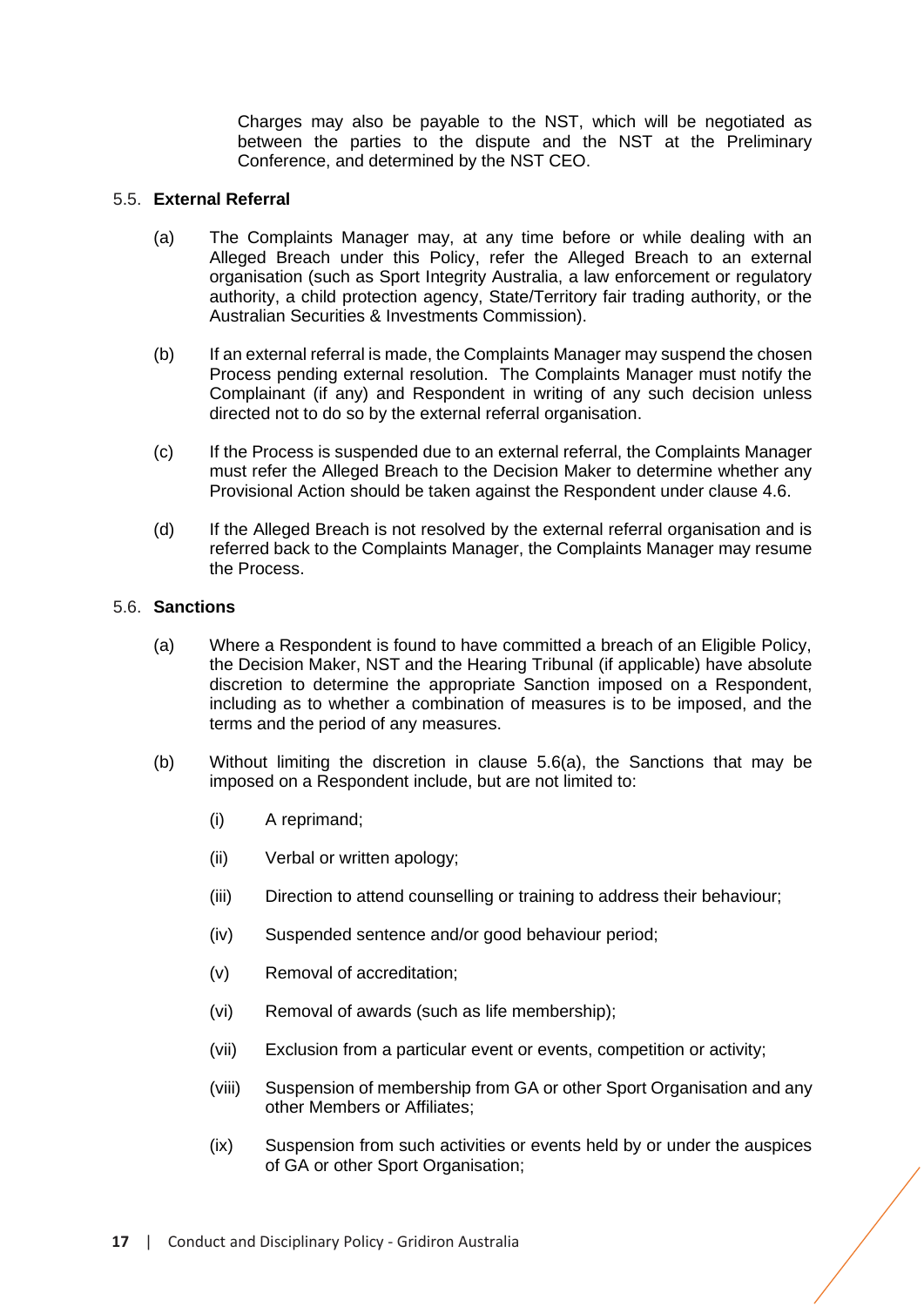Charges may also be payable to the NST, which will be negotiated as between the parties to the dispute and the NST at the Preliminary Conference, and determined by the NST CEO.

### 5.5. External Referral

(a) The Complaints Manager may, at any time before or while dealing with an Alleged Breach under this Policy, refer the Alleged Breach to an external organisation (such as Sport Integrity Australia, a law enforcement or regulatory authority, a child protection agency, State/Territory fair trading authority, or the Australian Securities & Investments Commission).

(b) If an external referral is made, the Complaints Manager may suspend the chosen Process pending external resolution. The Complaints Manager must notify the Complainant (if any) and Respondent in writing of any such decision unless directed not to do so by the external referral organisation.

(c) If the Process is suspended due to an external referral, the Complaints Manager must refer the Alleged Breach to the Decision Maker to determine whether any Provisional Action should be taken against the Respondent under clause 4.6.

(d) If the Alleged Breach is not resolved by the external referral organisation and is referred back to the Complaints Manager, the Complaints Manager may resume the Process.

### 5.6. Sanctions

(a) Where a Respondent is found to have committed a breach of an Eligible Policy, the Decision Maker, NST and the Hearing Tribunal (if applicable) have absolute discretion to determine the appropriate Sanction imposed on a Respondent, including as to whether a combination of measures is to be imposed, and the terms and the period of any measures.

(b) Without limiting the discretion in clause 5.6(a), the Sanctions that may be imposed on a Respondent include, but are not limited to:

(i) A reprimand;

(ii) Verbal or written apology;

(iii) Direction to attend counselling or training to address their behaviour;

(iv) Suspended sentence and/or good behaviour period;

(v) Removal of accreditation;

(vi) Removal of awards (such as life membership);

(vii) Exclusion from a particular event or events, competition or activity;

(viii) Suspension of membership from GA or other Sport Organisation and any other Members or Affiliates;

(ix) Suspension from such activities or events held by or under the auspices of GA or other Sport Organisation;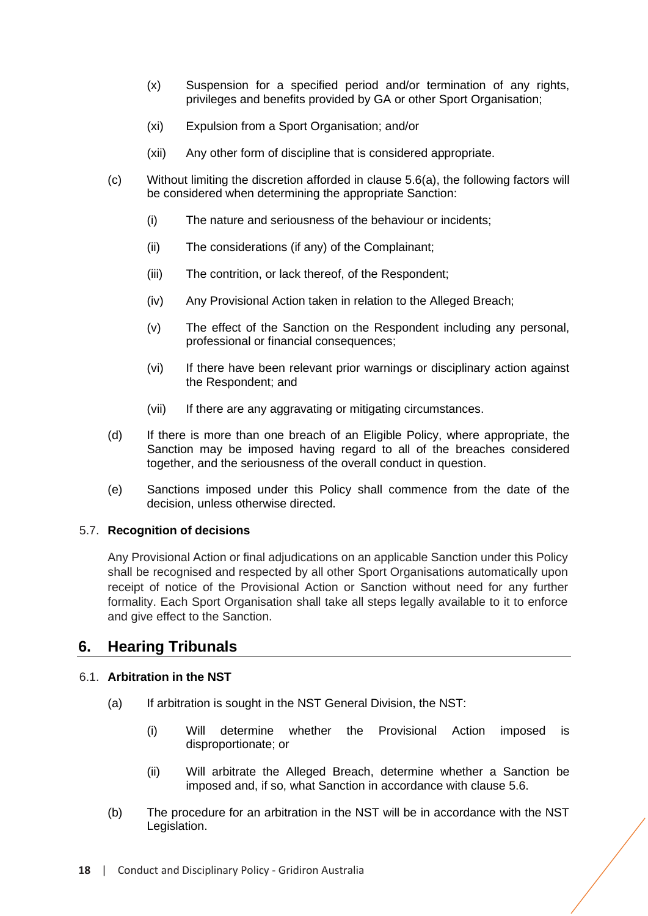(x) Suspension for a specified period and/or termination of any rights, privileges and benefits provided by GA or other Sport Organisation;

(xi) Expulsion from a Sport Organisation; and/or

(xii) Any other form of discipline that is considered appropriate.

(c) Without limiting the discretion afforded in clause 5.6(a), the following factors will be considered when determining the appropriate Sanction:

(i) The nature and seriousness of the behaviour or incidents;

(ii) The considerations (if any) of the Complainant;

(iii) The contrition, or lack thereof, of the Respondent;

(iv) Any Provisional Action taken in relation to the Alleged Breach;

(v) The effect of the Sanction on the Respondent including any personal, professional or financial consequences;

(vi) If there have been relevant prior warnings or disciplinary action against the Respondent; and

(vii) If there are any aggravating or mitigating circumstances.

(d) If there is more than one breach of an Eligible Policy, where appropriate, the Sanction may be imposed having regard to all of the breaches considered together, and the seriousness of the overall conduct in question.

(e) Sanctions imposed under this Policy shall commence from the date of the decision, unless otherwise directed.

### 5.7. Recognition of decisions

Any Provisional Action or final adjudications on an applicable Sanction under this Policy shall be recognised and respected by all other Sport Organisations automatically upon receipt of notice of the Provisional Action or Sanction without need for any further formality. Each Sport Organisation shall take all steps legally available to it to enforce and give effect to the Sanction.

## 6. Hearing Tribunals

### 6.1. Arbitration in the NST

(a) If arbitration is sought in the NST General Division, the NST:

(i) Will determine whether the Provisional Action imposed is disproportionate; or

(ii) Will arbitrate the Alleged Breach, determine whether a Sanction be imposed and, if so, what Sanction in accordance with clause 5.6.

(b) The procedure for an arbitration in the NST will be in accordance with the NST Legislation.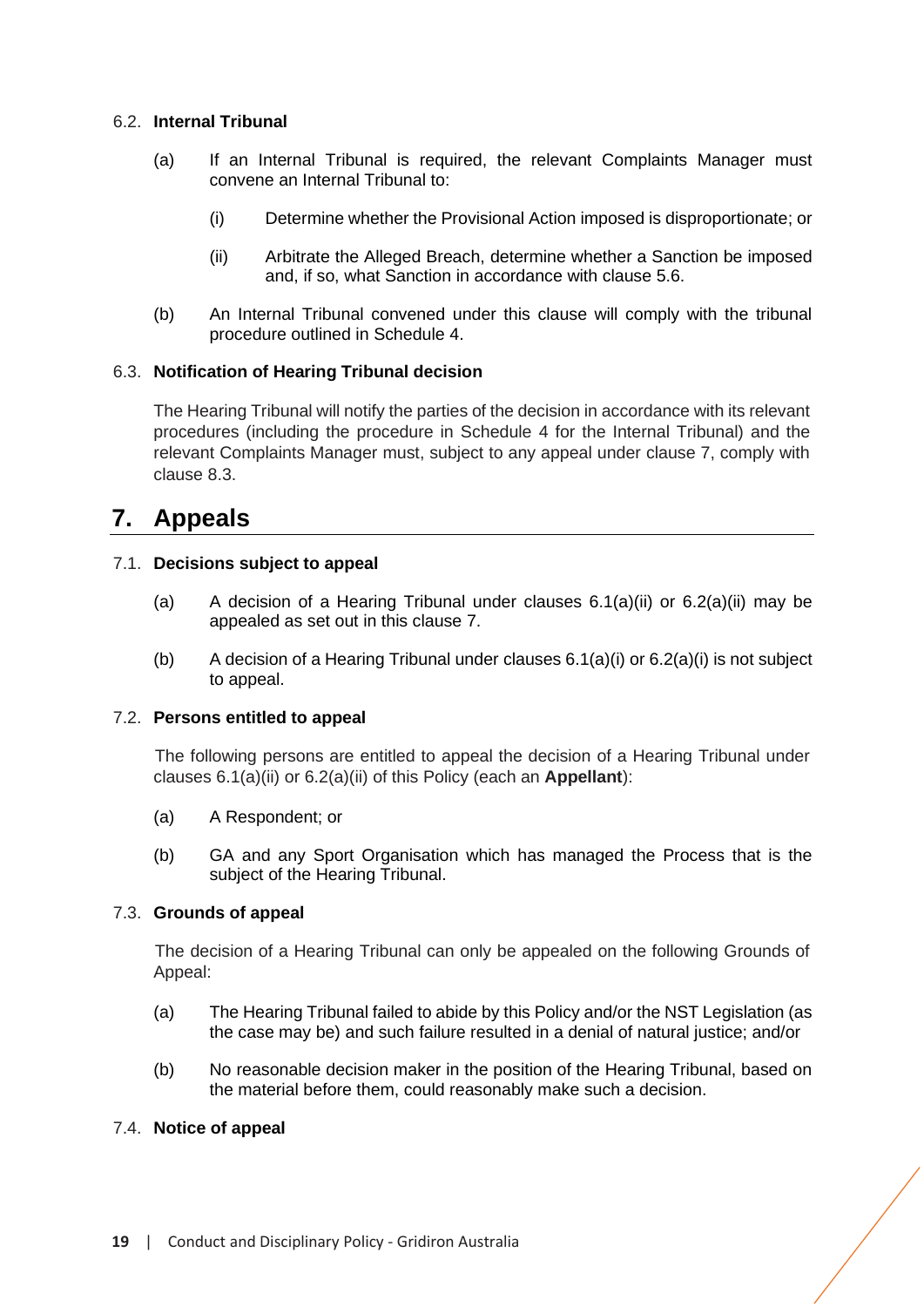### 6.2. Internal Tribunal

(a) If an Internal Tribunal is required, the relevant Complaints Manager must convene an Internal Tribunal to:

(i) Determine whether the Provisional Action imposed is disproportionate; or

(ii) Arbitrate the Alleged Breach, determine whether a Sanction be imposed and, if so, what Sanction in accordance with clause 5.6.

(b) An Internal Tribunal convened under this clause will comply with the tribunal procedure outlined in Schedule 4.

### 6.3. Notification of Hearing Tribunal decision

The Hearing Tribunal will notify the parties of the decision in accordance with its relevant procedures (including the procedure in Schedule 4 for the Internal Tribunal) and the relevant Complaints Manager must, subject to any appeal under clause 7, comply with clause 8.3.

## 7. Appeals

### 7.1. Decisions subject to appeal

(a) A decision of a Hearing Tribunal under clauses 6.1(a)(ii) or 6.2(a)(ii) may be appealed as set out in this clause 7.

(b) A decision of a Hearing Tribunal under clauses 6.1(a)(i) or 6.2(a)(i) is not subject to appeal.

### 7.2. Persons entitled to appeal

The following persons are entitled to appeal the decision of a Hearing Tribunal under clauses 6.1(a)(ii) or 6.2(a)(ii) of this Policy (each an **Appellant**):

(a) A Respondent; or

(b) GA and any Sport Organisation which has managed the Process that is the subject of the Hearing Tribunal.

### 7.3. Grounds of appeal

The decision of a Hearing Tribunal can only be appealed on the following Grounds of Appeal:

(a) The Hearing Tribunal failed to abide by this Policy and/or the NST Legislation (as the case may be) and such failure resulted in a denial of natural justice; and/or

(b) No reasonable decision maker in the position of the Hearing Tribunal, based on the material before them, could reasonably make such a decision.

### 7.4. Notice of appeal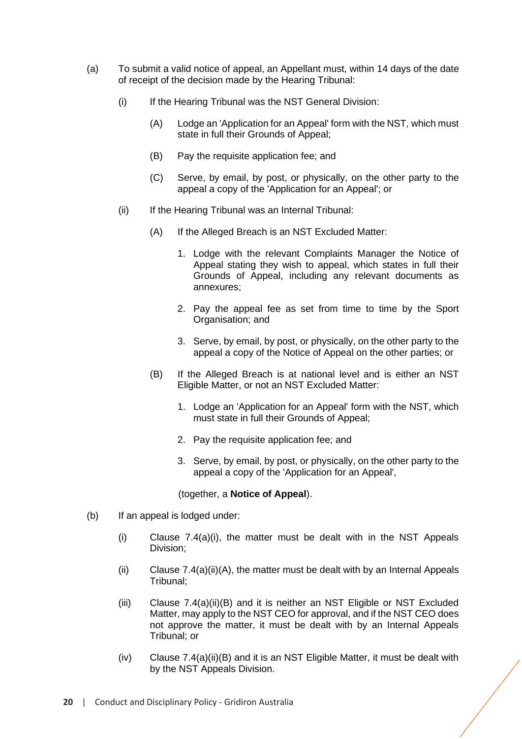(a) To submit a valid notice of appeal, an Appellant must, within 14 days of the date of receipt of the decision made by the Hearing Tribunal:

  (i) If the Hearing Tribunal was the NST General Division:

    (A) Lodge an 'Application for an Appeal' form with the NST, which must state in full their Grounds of Appeal;

    (B) Pay the requisite application fee; and

    (C) Serve, by email, by post, or physically, on the other party to the appeal a copy of the 'Application for an Appeal'; or

  (ii) If the Hearing Tribunal was an Internal Tribunal:

    (A) If the Alleged Breach is an NST Excluded Matter:

      1. Lodge with the relevant Complaints Manager the Notice of Appeal stating they wish to appeal, which states in full their Grounds of Appeal, including any relevant documents as annexures;

      2. Pay the appeal fee as set from time to time by the Sport Organisation; and

      3. Serve, by email, by post, or physically, on the other party to the appeal a copy of the Notice of Appeal on the other parties; or

    (B) If the Alleged Breach is at national level and is either an NST Eligible Matter, or not an NST Excluded Matter:

      1. Lodge an 'Application for an Appeal' form with the NST, which must state in full their Grounds of Appeal;

      2. Pay the requisite application fee; and

      3. Serve, by email, by post, or physically, on the other party to the appeal a copy of the 'Application for an Appeal',

    (together, a **Notice of Appeal**).

(b) If an appeal is lodged under:

  (i) Clause 7.4(a)(i), the matter must be dealt with in the NST Appeals Division;

  (ii) Clause 7.4(a)(ii)(A), the matter must be dealt with by an Internal Appeals Tribunal;

  (iii) Clause 7.4(a)(ii)(B) and it is neither an NST Eligible or NST Excluded Matter, may apply to the NST CEO for approval, and if the NST CEO does not approve the matter, it must be dealt with by an Internal Appeals Tribunal; or

  (iv) Clause 7.4(a)(ii)(B) and it is an NST Eligible Matter, it must be dealt with by the NST Appeals Division.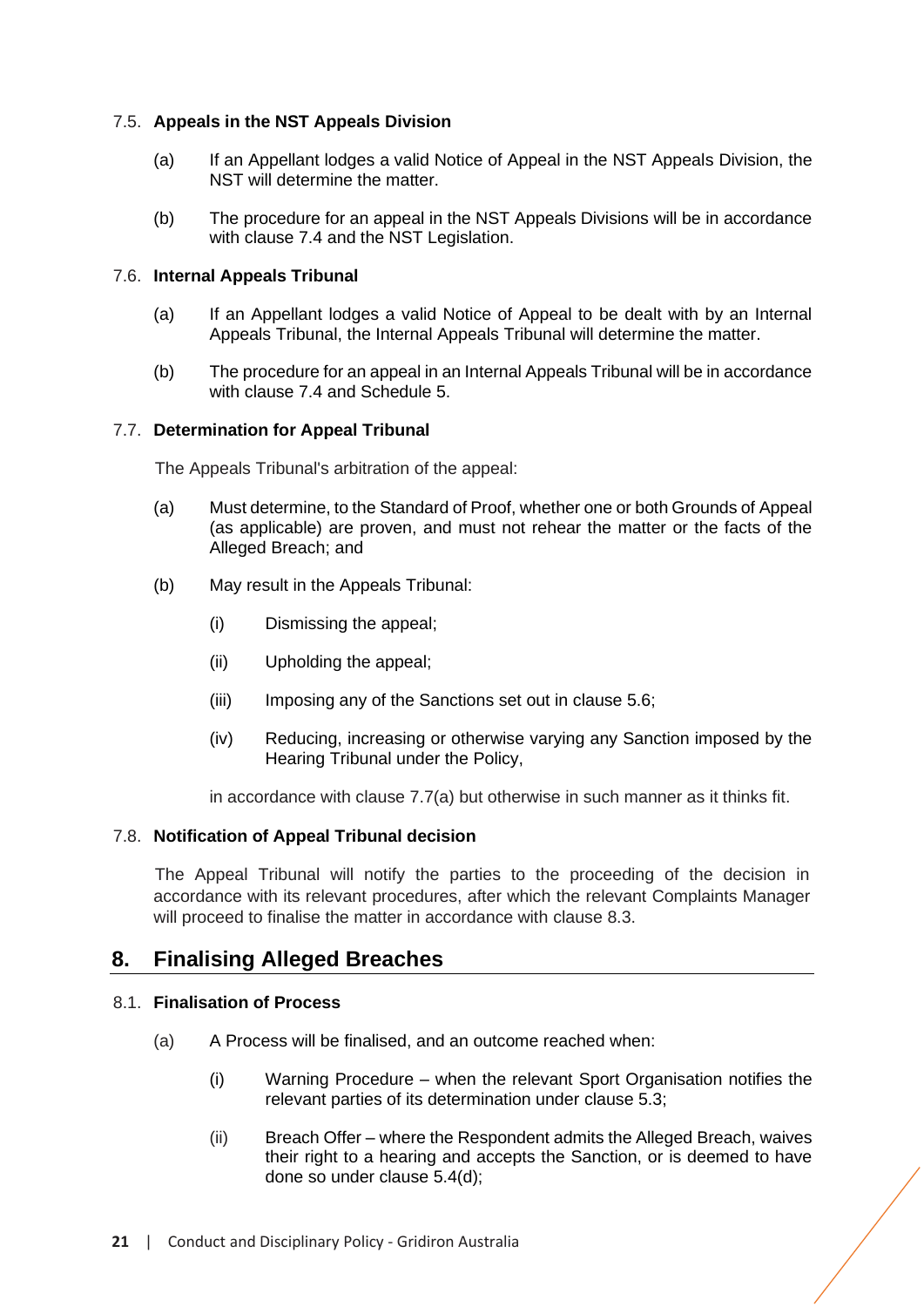### 7.5. Appeals in the NST Appeals Division

(a) If an Appellant lodges a valid Notice of Appeal in the NST Appeals Division, the NST will determine the matter.

(b) The procedure for an appeal in the NST Appeals Divisions will be in accordance with clause 7.4 and the NST Legislation.

### 7.6. Internal Appeals Tribunal

(a) If an Appellant lodges a valid Notice of Appeal to be dealt with by an Internal Appeals Tribunal, the Internal Appeals Tribunal will determine the matter.

(b) The procedure for an appeal in an Internal Appeals Tribunal will be in accordance with clause 7.4 and Schedule 5.

### 7.7. Determination for Appeal Tribunal

The Appeals Tribunal's arbitration of the appeal:

(a) Must determine, to the Standard of Proof, whether one or both Grounds of Appeal (as applicable) are proven, and must not rehear the matter or the facts of the Alleged Breach; and

(b) May result in the Appeals Tribunal:

   (i) Dismissing the appeal;

   (ii) Upholding the appeal;

   (iii) Imposing any of the Sanctions set out in clause 5.6;

   (iv) Reducing, increasing or otherwise varying any Sanction imposed by the Hearing Tribunal under the Policy,

in accordance with clause 7.7(a) but otherwise in such manner as it thinks fit.

### 7.8. Notification of Appeal Tribunal decision

The Appeal Tribunal will notify the parties to the proceeding of the decision in accordance with its relevant procedures, after which the relevant Complaints Manager will proceed to finalise the matter in accordance with clause 8.3.

## 8. Finalising Alleged Breaches

### 8.1. Finalisation of Process

(a) A Process will be finalised, and an outcome reached when:

   (i) Warning Procedure – when the relevant Sport Organisation notifies the relevant parties of its determination under clause 5.3;

   (ii) Breach Offer – where the Respondent admits the Alleged Breach, waives their right to a hearing and accepts the Sanction, or is deemed to have done so under clause 5.4(d);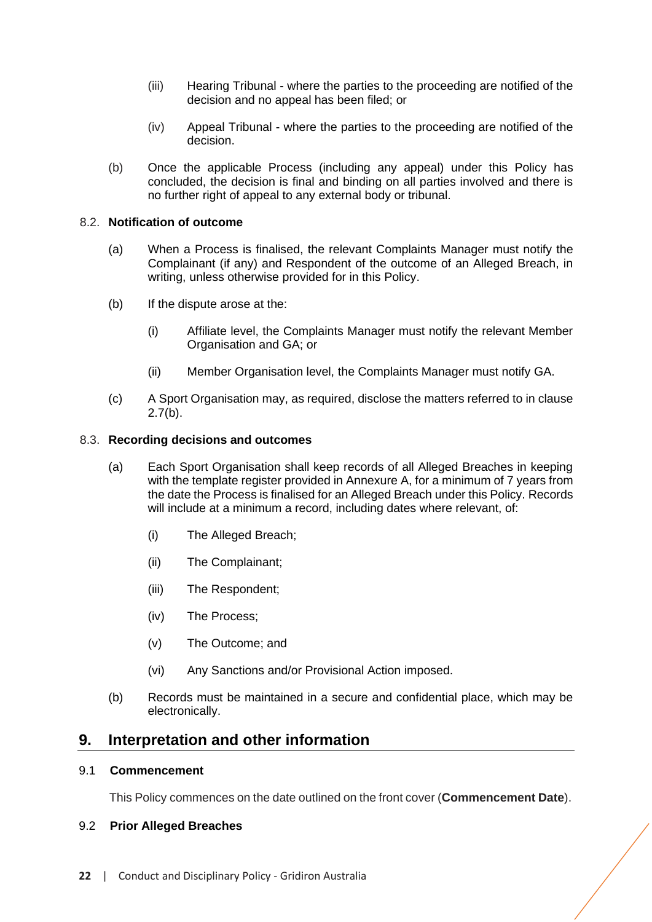(iii) Hearing Tribunal - where the parties to the proceeding are notified of the decision and no appeal has been filed; or

(iv) Appeal Tribunal - where the parties to the proceeding are notified of the decision.

(b) Once the applicable Process (including any appeal) under this Policy has concluded, the decision is final and binding on all parties involved and there is no further right of appeal to any external body or tribunal.

### 8.2. Notification of outcome

(a) When a Process is finalised, the relevant Complaints Manager must notify the Complainant (if any) and Respondent of the outcome of an Alleged Breach, in writing, unless otherwise provided for in this Policy.

(b) If the dispute arose at the:

(i) Affiliate level, the Complaints Manager must notify the relevant Member Organisation and GA; or

(ii) Member Organisation level, the Complaints Manager must notify GA.

(c) A Sport Organisation may, as required, disclose the matters referred to in clause 2.7(b).

### 8.3. Recording decisions and outcomes

(a) Each Sport Organisation shall keep records of all Alleged Breaches in keeping with the template register provided in Annexure A, for a minimum of 7 years from the date the Process is finalised for an Alleged Breach under this Policy. Records will include at a minimum a record, including dates where relevant, of:

(i) The Alleged Breach;

(ii) The Complainant;

(iii) The Respondent;

(iv) The Process;

(v) The Outcome; and

(vi) Any Sanctions and/or Provisional Action imposed.

(b) Records must be maintained in a secure and confidential place, which may be electronically.

## 9. Interpretation and other information

### 9.1 Commencement

This Policy commences on the date outlined on the front cover (**Commencement Date**).

### 9.2 Prior Alleged Breaches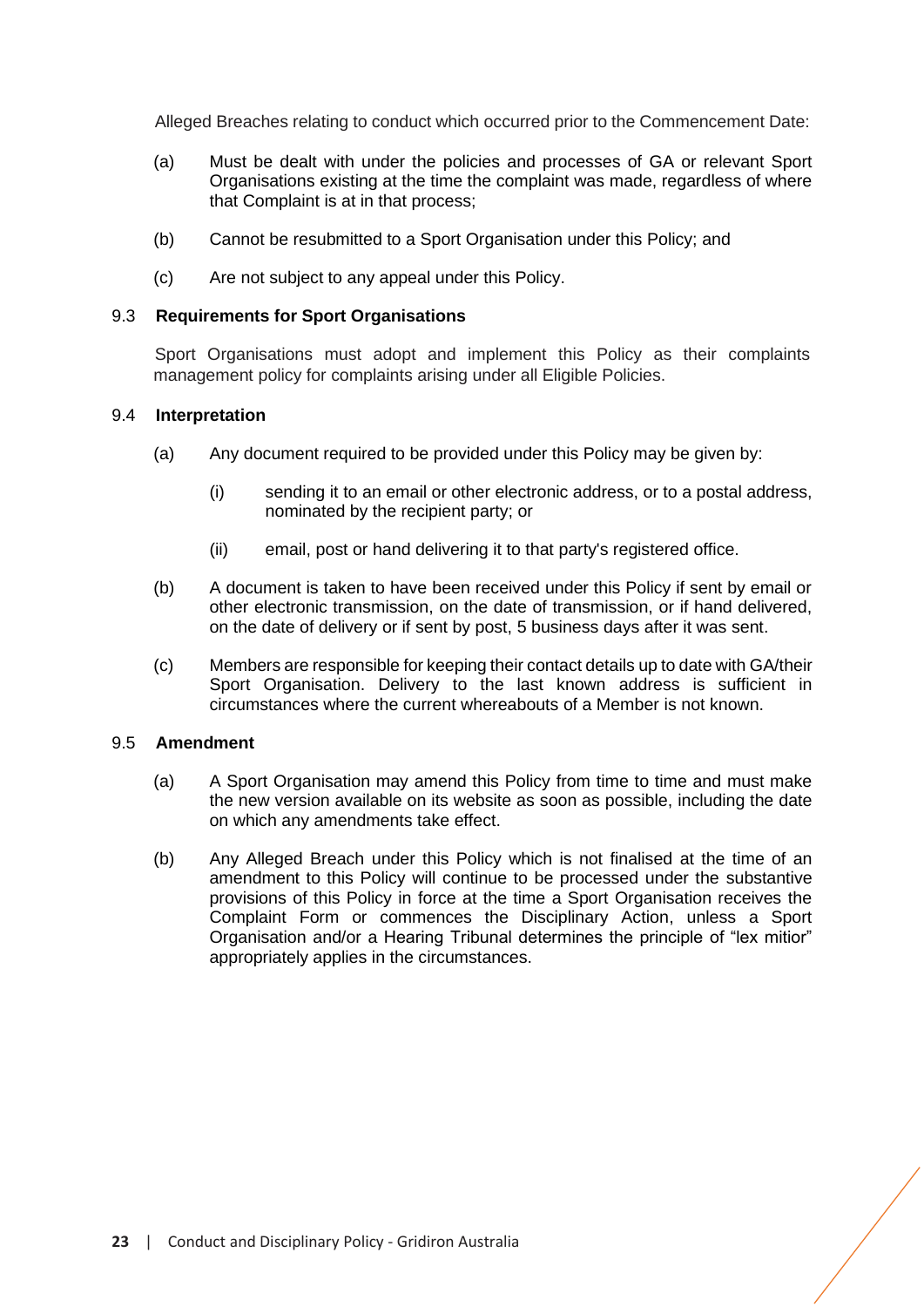Alleged Breaches relating to conduct which occurred prior to the Commencement Date:

(a) Must be dealt with under the policies and processes of GA or relevant Sport Organisations existing at the time the complaint was made, regardless of where that Complaint is at in that process;

(b) Cannot be resubmitted to a Sport Organisation under this Policy; and

(c) Are not subject to any appeal under this Policy.

### 9.3 Requirements for Sport Organisations

Sport Organisations must adopt and implement this Policy as their complaints management policy for complaints arising under all Eligible Policies.

### 9.4 Interpretation

(a) Any document required to be provided under this Policy may be given by:

  (i) sending it to an email or other electronic address, or to a postal address, nominated by the recipient party; or

  (ii) email, post or hand delivering it to that party's registered office.

(b) A document is taken to have been received under this Policy if sent by email or other electronic transmission, on the date of transmission, or if hand delivered, on the date of delivery or if sent by post, 5 business days after it was sent.

(c) Members are responsible for keeping their contact details up to date with GA/their Sport Organisation. Delivery to the last known address is sufficient in circumstances where the current whereabouts of a Member is not known.

### 9.5 Amendment

(a) A Sport Organisation may amend this Policy from time to time and must make the new version available on its website as soon as possible, including the date on which any amendments take effect.

(b) Any Alleged Breach under this Policy which is not finalised at the time of an amendment to this Policy will continue to be processed under the substantive provisions of this Policy in force at the time a Sport Organisation receives the Complaint Form or commences the Disciplinary Action, unless a Sport Organisation and/or a Hearing Tribunal determines the principle of "lex mitior" appropriately applies in the circumstances.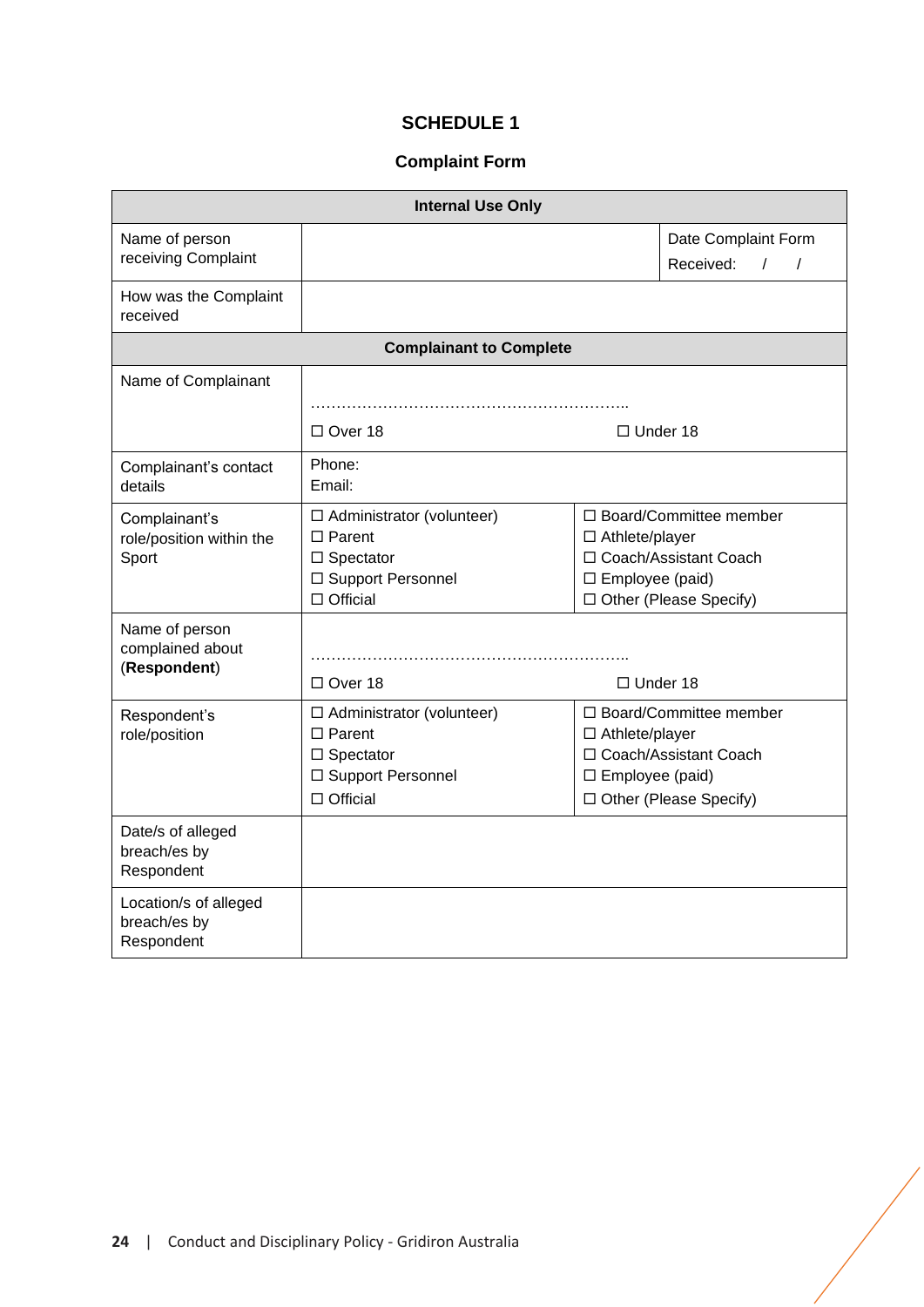## SCHEDULE 1

### Complaint Form

| **Internal Use Only** | | | |
|---|---|---|---|
| Name of person receiving Complaint | | | Date Complaint Form Received: / / |
| How was the Complaint received | | | |
| **Complainant to Complete** | | | |
| Name of Complainant | ………………………………………………………..<br>☐ Over 18 | ☐ Under 18 | |
| Complainant's contact details | Phone:<br>Email: | | |
| Complainant's role/position within the Sport | ☐ Administrator (volunteer)<br>☐ Parent<br>☐ Spectator<br>☐ Support Personnel<br>☐ Official | ☐ Board/Committee member<br>☐ Athlete/player<br>☐ Coach/Assistant Coach<br>☐ Employee (paid)<br>☐ Other (Please Specify) | |
| Name of person complained about (**Respondent**) | ………………………………………………………..<br>☐ Over 18 | ☐ Under 18 | |
| Respondent's role/position | ☐ Administrator (volunteer)<br>☐ Parent<br>☐ Spectator<br>☐ Support Personnel<br>☐ Official | ☐ Board/Committee member<br>☐ Athlete/player<br>☐ Coach/Assistant Coach<br>☐ Employee (paid)<br>☐ Other (Please Specify) | |
| Date/s of alleged breach/es by Respondent | | | |
| Location/s of alleged breach/es by Respondent | | | |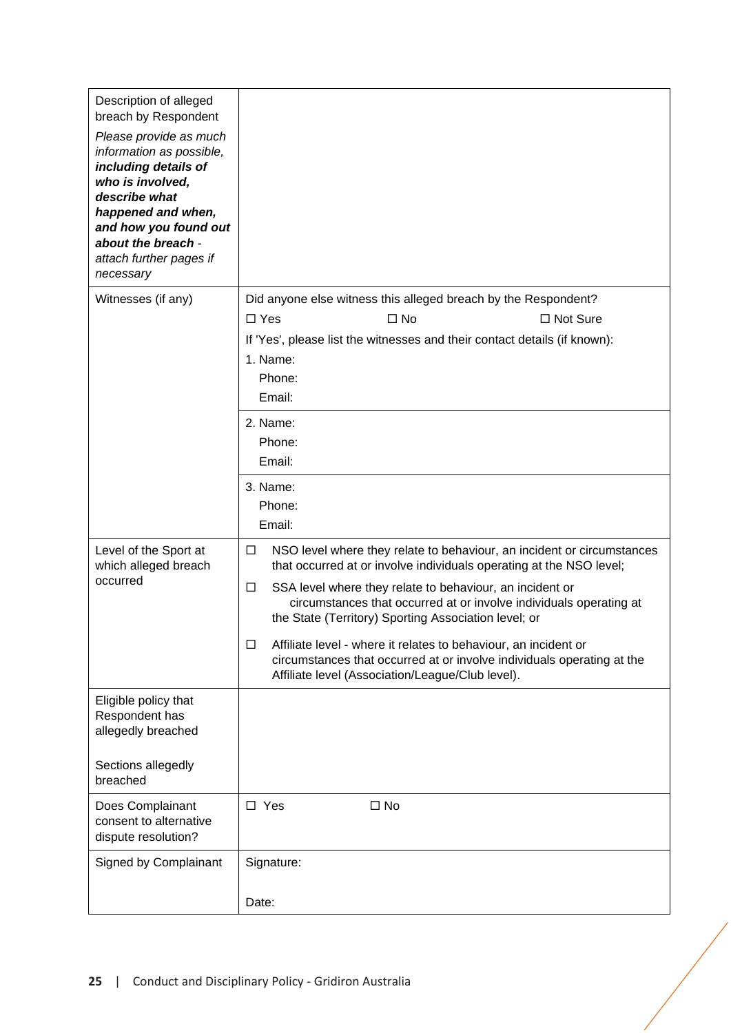| Description of alleged breach by Respondent<br>*Please provide as much information as possible,* ***including details of who is involved, describe what happened and when, and how you found out about the breach*** *- attach further pages if necessary* | |
|---|---|
| Witnesses (if any) | Did anyone else witness this alleged breach by the Respondent?<br>☐ Yes ☐ No ☐ Not Sure<br>If 'Yes', please list the witnesses and their contact details (if known):<br>1. Name:<br>Phone:<br>Email: |
| | 2. Name:<br>Phone:<br>Email: |
| | 3. Name:<br>Phone:<br>Email: |
| Level of the Sport at which alleged breach occurred | ☐ NSO level where they relate to behaviour, an incident or circumstances that occurred at or involve individuals operating at the NSO level;<br>☐ SSA level where they relate to behaviour, an incident or circumstances that occurred at or involve individuals operating at the State (Territory) Sporting Association level; or<br>☐ Affiliate level - where it relates to behaviour, an incident or circumstances that occurred at or involve individuals operating at the Affiliate level (Association/League/Club level). |
| Eligible policy that Respondent has allegedly breached<br><br>Sections allegedly breached | |
| Does Complainant consent to alternative dispute resolution? | ☐ Yes ☐ No |
| Signed by Complainant | Signature:<br><br>Date: |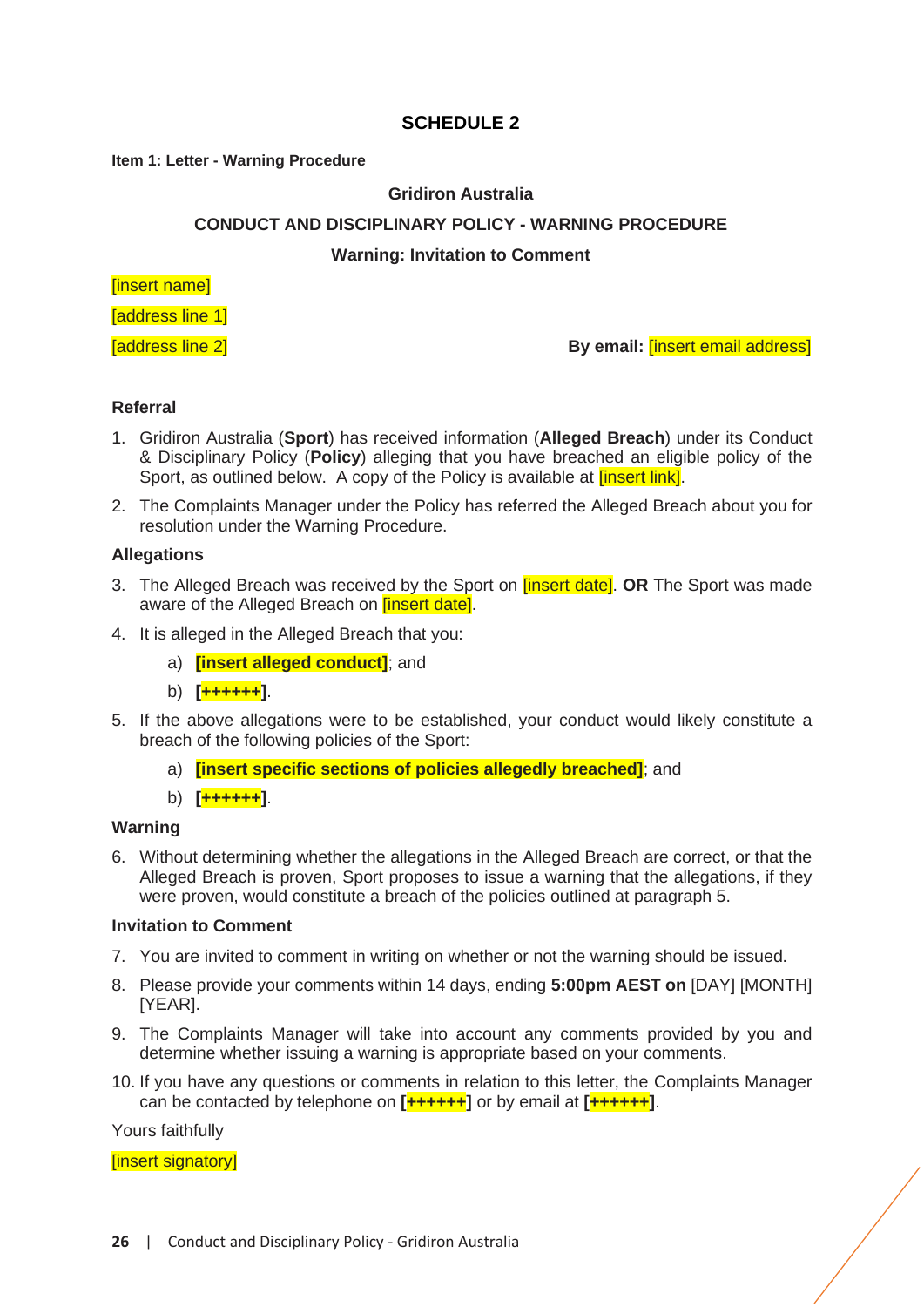# SCHEDULE 2

**Item 1: Letter - Warning Procedure**

**Gridiron Australia**

**CONDUCT AND DISCIPLINARY POLICY - WARNING PROCEDURE**

**Warning: Invitation to Comment**

[insert name]

[address line 1]

[address line 2]

**By email:** [insert email address]

**Referral**

1. Gridiron Australia (**Sport**) has received information (**Alleged Breach**) under its Conduct & Disciplinary Policy (**Policy**) alleging that you have breached an eligible policy of the Sport, as outlined below. A copy of the Policy is available at [insert link].
2. The Complaints Manager under the Policy has referred the Alleged Breach about you for resolution under the Warning Procedure.

**Allegations**

3. The Alleged Breach was received by the Sport on [insert date]. **OR** The Sport was made aware of the Alleged Breach on [insert date].
4. It is alleged in the Alleged Breach that you:
   a) **[insert alleged conduct]**; and
   b) **[++++++]**.
5. If the above allegations were to be established, your conduct would likely constitute a breach of the following policies of the Sport:
   a) **[insert specific sections of policies allegedly breached]**; and
   b) **[++++++]**.

**Warning**

6. Without determining whether the allegations in the Alleged Breach are correct, or that the Alleged Breach is proven, Sport proposes to issue a warning that the allegations, if they were proven, would constitute a breach of the policies outlined at paragraph 5.

**Invitation to Comment**

7. You are invited to comment in writing on whether or not the warning should be issued.
8. Please provide your comments within 14 days, ending **5:00pm AEST on** [DAY] [MONTH] [YEAR].
9. The Complaints Manager will take into account any comments provided by you and determine whether issuing a warning is appropriate based on your comments.
10. If you have any questions or comments in relation to this letter, the Complaints Manager can be contacted by telephone on **[++++++]** or by email at **[++++++]**.

Yours faithfully

[insert signatory]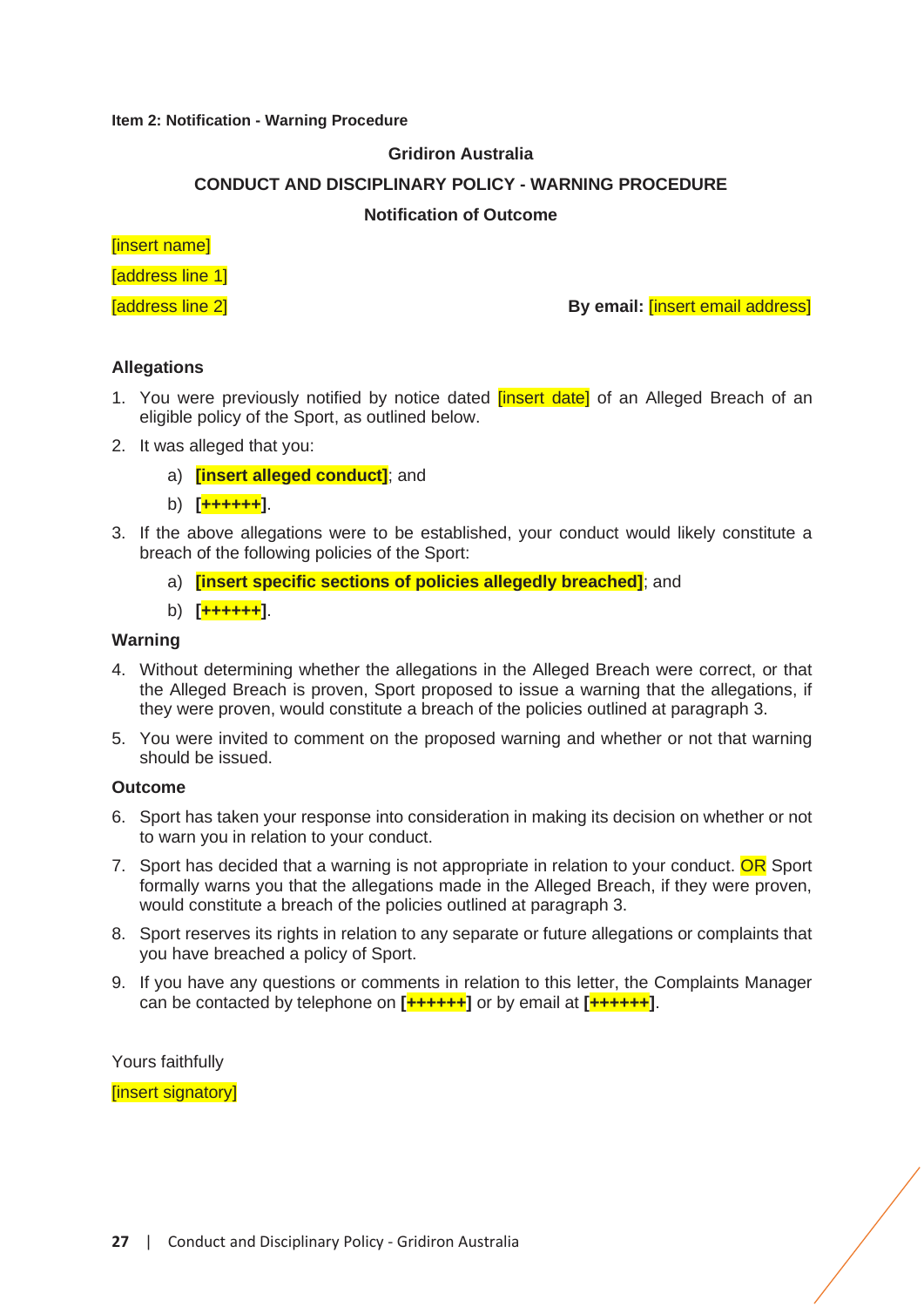**Item 2: Notification - Warning Procedure**

**Gridiron Australia**

**CONDUCT AND DISCIPLINARY POLICY - WARNING PROCEDURE**

**Notification of Outcome**

[insert name]

[address line 1]

[address line 2]

**By email:** [insert email address]

**Allegations**

1. You were previously notified by notice dated [insert date] of an Alleged Breach of an eligible policy of the Sport, as outlined below.
2. It was alleged that you:
   a) **[insert alleged conduct]**; and
   b) **[++++++]**.
3. If the above allegations were to be established, your conduct would likely constitute a breach of the following policies of the Sport:
   a) **[insert specific sections of policies allegedly breached]**; and
   b) **[++++++]**.

**Warning**

4. Without determining whether the allegations in the Alleged Breach were correct, or that the Alleged Breach is proven, Sport proposed to issue a warning that the allegations, if they were proven, would constitute a breach of the policies outlined at paragraph 3.
5. You were invited to comment on the proposed warning and whether or not that warning should be issued.

**Outcome**

6. Sport has taken your response into consideration in making its decision on whether or not to warn you in relation to your conduct.
7. Sport has decided that a warning is not appropriate in relation to your conduct. OR Sport formally warns you that the allegations made in the Alleged Breach, if they were proven, would constitute a breach of the policies outlined at paragraph 3.
8. Sport reserves its rights in relation to any separate or future allegations or complaints that you have breached a policy of Sport.
9. If you have any questions or comments in relation to this letter, the Complaints Manager can be contacted by telephone on **[++++++]** or by email at **[++++++]**.

Yours faithfully

[insert signatory]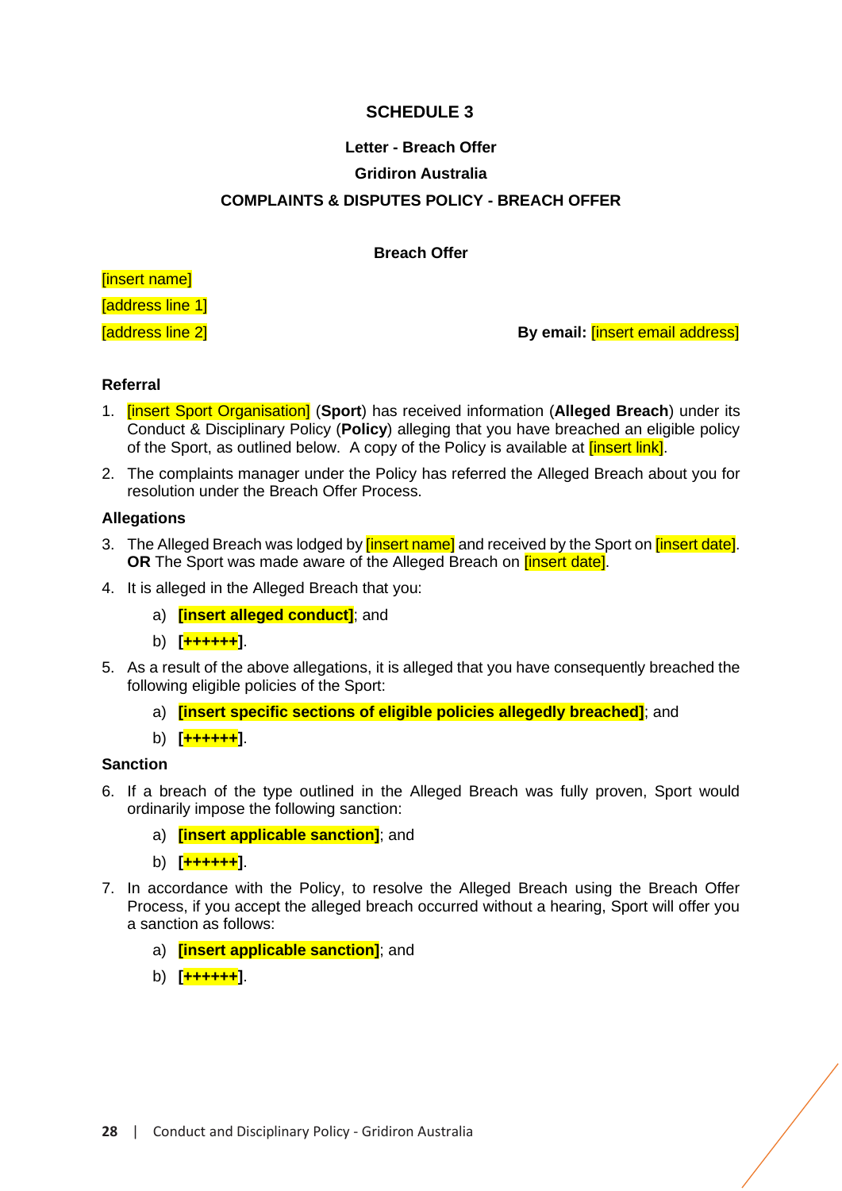# SCHEDULE 3

**Letter - Breach Offer**

**Gridiron Australia**

**COMPLAINTS & DISPUTES POLICY - BREACH OFFER**

**Breach Offer**

[insert name]

[address line 1]

[address line 2]

**By email:** [insert email address]

### Referral

1. [insert Sport Organisation] (**Sport**) has received information (**Alleged Breach**) under its Conduct & Disciplinary Policy (**Policy**) alleging that you have breached an eligible policy of the Sport, as outlined below. A copy of the Policy is available at [insert link].
2. The complaints manager under the Policy has referred the Alleged Breach about you for resolution under the Breach Offer Process.

### Allegations

3. The Alleged Breach was lodged by [insert name] and received by the Sport on [insert date]. **OR** The Sport was made aware of the Alleged Breach on [insert date].
4. It is alleged in the Alleged Breach that you:
   a) **[insert alleged conduct]**; and
   b) **[++++++]**.
5. As a result of the above allegations, it is alleged that you have consequently breached the following eligible policies of the Sport:
   a) **[insert specific sections of eligible policies allegedly breached]**; and
   b) **[++++++]**.

### Sanction

6. If a breach of the type outlined in the Alleged Breach was fully proven, Sport would ordinarily impose the following sanction:
   a) **[insert applicable sanction]**; and
   b) **[++++++]**.
7. In accordance with the Policy, to resolve the Alleged Breach using the Breach Offer Process, if you accept the alleged breach occurred without a hearing, Sport will offer you a sanction as follows:
   a) **[insert applicable sanction]**; and
   b) **[++++++]**.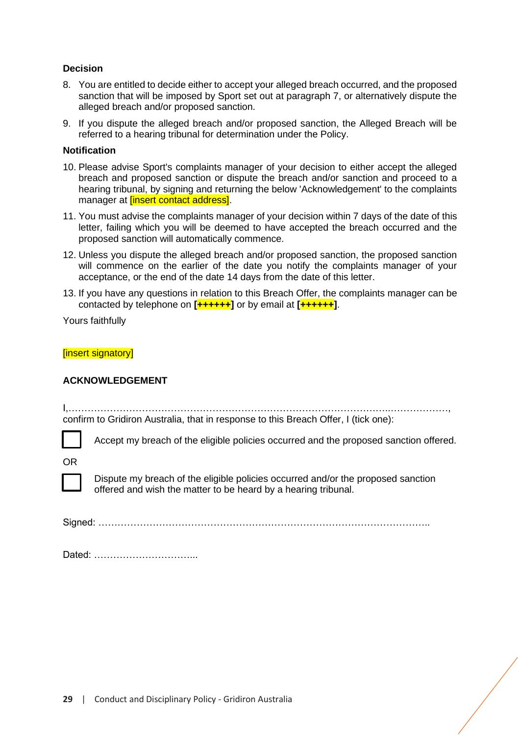**Decision**

8. You are entitled to decide either to accept your alleged breach occurred, and the proposed sanction that will be imposed by Sport set out at paragraph 7, or alternatively dispute the alleged breach and/or proposed sanction.
9. If you dispute the alleged breach and/or proposed sanction, the Alleged Breach will be referred to a hearing tribunal for determination under the Policy.

**Notification**

10. Please advise Sport's complaints manager of your decision to either accept the alleged breach and proposed sanction or dispute the breach and/or sanction and proceed to a hearing tribunal, by signing and returning the below 'Acknowledgement' to the complaints manager at [insert contact address].
11. You must advise the complaints manager of your decision within 7 days of the date of this letter, failing which you will be deemed to have accepted the breach occurred and the proposed sanction will automatically commence.
12. Unless you dispute the alleged breach and/or proposed sanction, the proposed sanction will commence on the earlier of the date you notify the complaints manager of your acceptance, or the end of the date 14 days from the date of this letter.
13. If you have any questions in relation to this Breach Offer, the complaints manager can be contacted by telephone on **[++++++]** or by email at **[++++++]**.

Yours faithfully

[insert signatory]

**ACKNOWLEDGEMENT**

I,……………………………………………………………………………………………..………………,
confirm to Gridiron Australia, that in response to this Breach Offer, I (tick one):

☐ Accept my breach of the eligible policies occurred and the proposed sanction offered.

OR

☐ Dispute my breach of the eligible policies occurred and/or the proposed sanction offered and wish the matter to be heard by a hearing tribunal.

Signed: ………………………………………………………………………………………..

Dated: …………………………...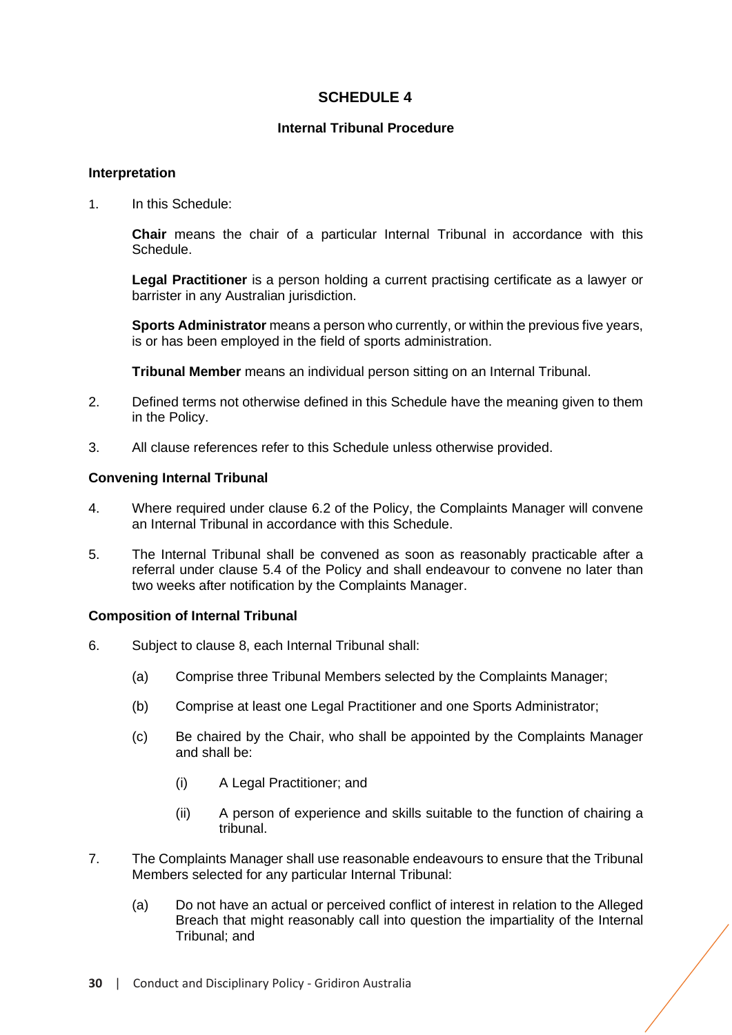# SCHEDULE 4

## Internal Tribunal Procedure

### Interpretation

1. In this Schedule:

   **Chair** means the chair of a particular Internal Tribunal in accordance with this Schedule.

   **Legal Practitioner** is a person holding a current practising certificate as a lawyer or barrister in any Australian jurisdiction.

   **Sports Administrator** means a person who currently, or within the previous five years, is or has been employed in the field of sports administration.

   **Tribunal Member** means an individual person sitting on an Internal Tribunal.

2. Defined terms not otherwise defined in this Schedule have the meaning given to them in the Policy.

3. All clause references refer to this Schedule unless otherwise provided.

### Convening Internal Tribunal

4. Where required under clause 6.2 of the Policy, the Complaints Manager will convene an Internal Tribunal in accordance with this Schedule.

5. The Internal Tribunal shall be convened as soon as reasonably practicable after a referral under clause 5.4 of the Policy and shall endeavour to convene no later than two weeks after notification by the Complaints Manager.

### Composition of Internal Tribunal

6. Subject to clause 8, each Internal Tribunal shall:

   (a) Comprise three Tribunal Members selected by the Complaints Manager;

   (b) Comprise at least one Legal Practitioner and one Sports Administrator;

   (c) Be chaired by the Chair, who shall be appointed by the Complaints Manager and shall be:

      (i) A Legal Practitioner; and

      (ii) A person of experience and skills suitable to the function of chairing a tribunal.

7. The Complaints Manager shall use reasonable endeavours to ensure that the Tribunal Members selected for any particular Internal Tribunal:

   (a) Do not have an actual or perceived conflict of interest in relation to the Alleged Breach that might reasonably call into question the impartiality of the Internal Tribunal; and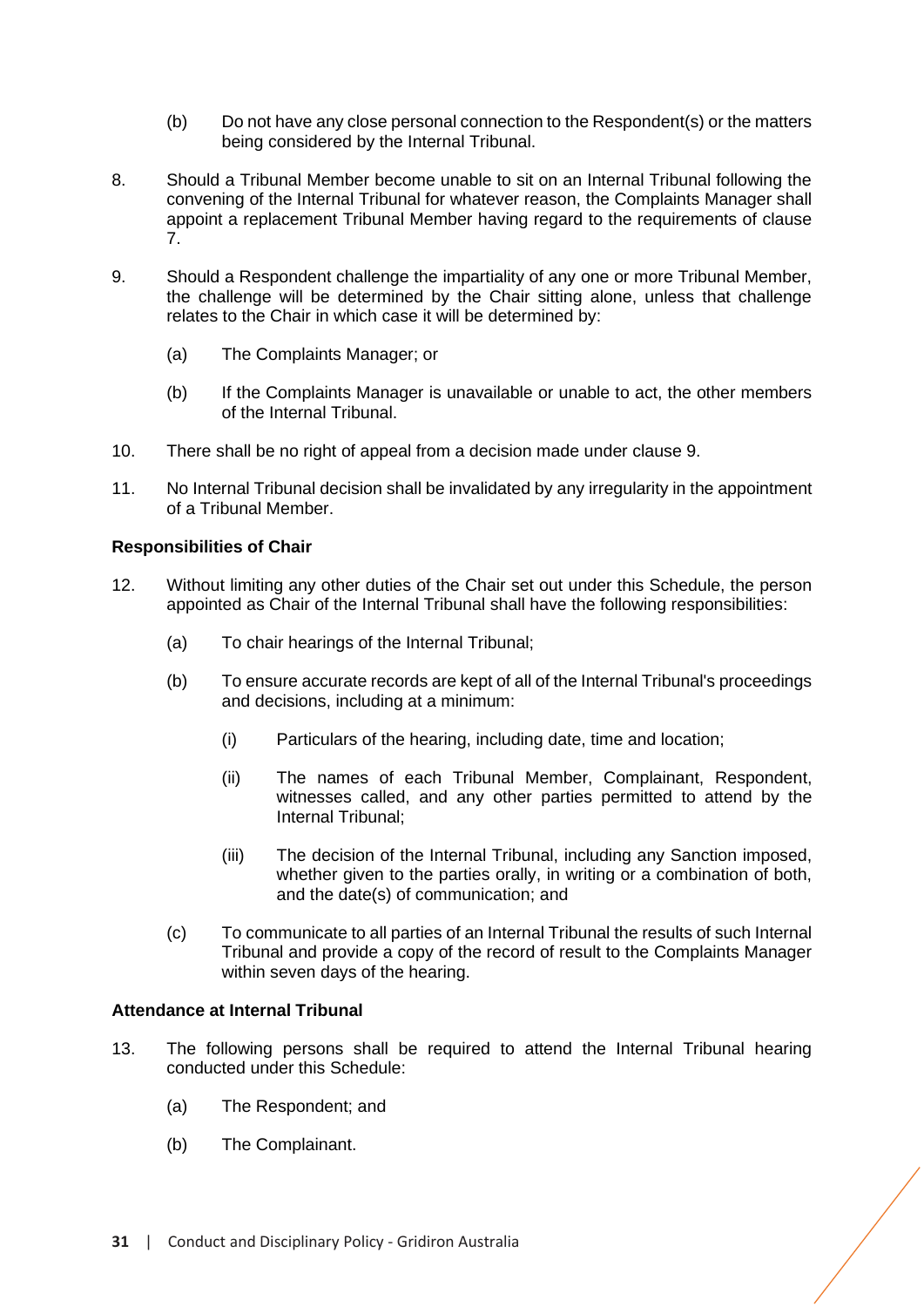(b) Do not have any close personal connection to the Respondent(s) or the matters being considered by the Internal Tribunal.

8. Should a Tribunal Member become unable to sit on an Internal Tribunal following the convening of the Internal Tribunal for whatever reason, the Complaints Manager shall appoint a replacement Tribunal Member having regard to the requirements of clause 7.

9. Should a Respondent challenge the impartiality of any one or more Tribunal Member, the challenge will be determined by the Chair sitting alone, unless that challenge relates to the Chair in which case it will be determined by:

   (a) The Complaints Manager; or

   (b) If the Complaints Manager is unavailable or unable to act, the other members of the Internal Tribunal.

10. There shall be no right of appeal from a decision made under clause 9.

11. No Internal Tribunal decision shall be invalidated by any irregularity in the appointment of a Tribunal Member.

**Responsibilities of Chair**

12. Without limiting any other duties of the Chair set out under this Schedule, the person appointed as Chair of the Internal Tribunal shall have the following responsibilities:

   (a) To chair hearings of the Internal Tribunal;

   (b) To ensure accurate records are kept of all of the Internal Tribunal's proceedings and decisions, including at a minimum:

      (i) Particulars of the hearing, including date, time and location;

      (ii) The names of each Tribunal Member, Complainant, Respondent, witnesses called, and any other parties permitted to attend by the Internal Tribunal;

      (iii) The decision of the Internal Tribunal, including any Sanction imposed, whether given to the parties orally, in writing or a combination of both, and the date(s) of communication; and

   (c) To communicate to all parties of an Internal Tribunal the results of such Internal Tribunal and provide a copy of the record of result to the Complaints Manager within seven days of the hearing.

**Attendance at Internal Tribunal**

13. The following persons shall be required to attend the Internal Tribunal hearing conducted under this Schedule:

   (a) The Respondent; and

   (b) The Complainant.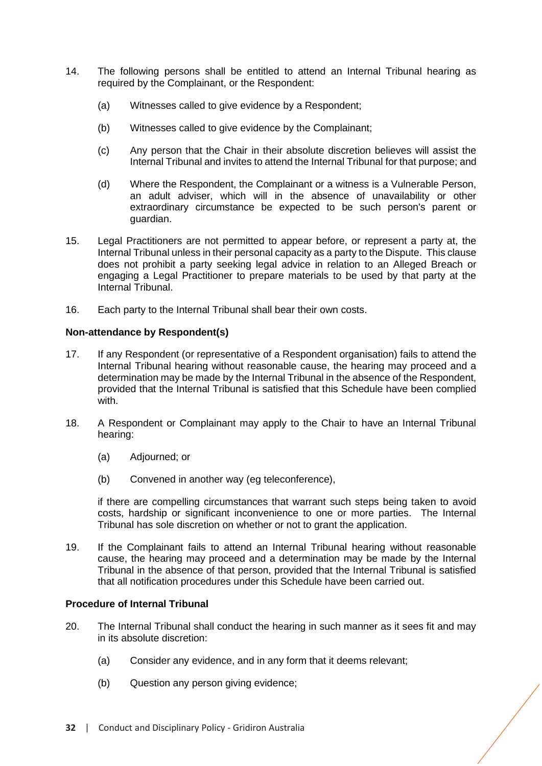14. The following persons shall be entitled to attend an Internal Tribunal hearing as required by the Complainant, or the Respondent:

    (a) Witnesses called to give evidence by a Respondent;

    (b) Witnesses called to give evidence by the Complainant;

    (c) Any person that the Chair in their absolute discretion believes will assist the Internal Tribunal and invites to attend the Internal Tribunal for that purpose; and

    (d) Where the Respondent, the Complainant or a witness is a Vulnerable Person, an adult adviser, which will in the absence of unavailability or other extraordinary circumstance be expected to be such person's parent or guardian.

15. Legal Practitioners are not permitted to appear before, or represent a party at, the Internal Tribunal unless in their personal capacity as a party to the Dispute. This clause does not prohibit a party seeking legal advice in relation to an Alleged Breach or engaging a Legal Practitioner to prepare materials to be used by that party at the Internal Tribunal.

16. Each party to the Internal Tribunal shall bear their own costs.

**Non-attendance by Respondent(s)**

17. If any Respondent (or representative of a Respondent organisation) fails to attend the Internal Tribunal hearing without reasonable cause, the hearing may proceed and a determination may be made by the Internal Tribunal in the absence of the Respondent, provided that the Internal Tribunal is satisfied that this Schedule have been complied with.

18. A Respondent or Complainant may apply to the Chair to have an Internal Tribunal hearing:

    (a) Adjourned; or

    (b) Convened in another way (eg teleconference),

    if there are compelling circumstances that warrant such steps being taken to avoid costs, hardship or significant inconvenience to one or more parties. The Internal Tribunal has sole discretion on whether or not to grant the application.

19. If the Complainant fails to attend an Internal Tribunal hearing without reasonable cause, the hearing may proceed and a determination may be made by the Internal Tribunal in the absence of that person, provided that the Internal Tribunal is satisfied that all notification procedures under this Schedule have been carried out.

**Procedure of Internal Tribunal**

20. The Internal Tribunal shall conduct the hearing in such manner as it sees fit and may in its absolute discretion:

    (a) Consider any evidence, and in any form that it deems relevant;

    (b) Question any person giving evidence;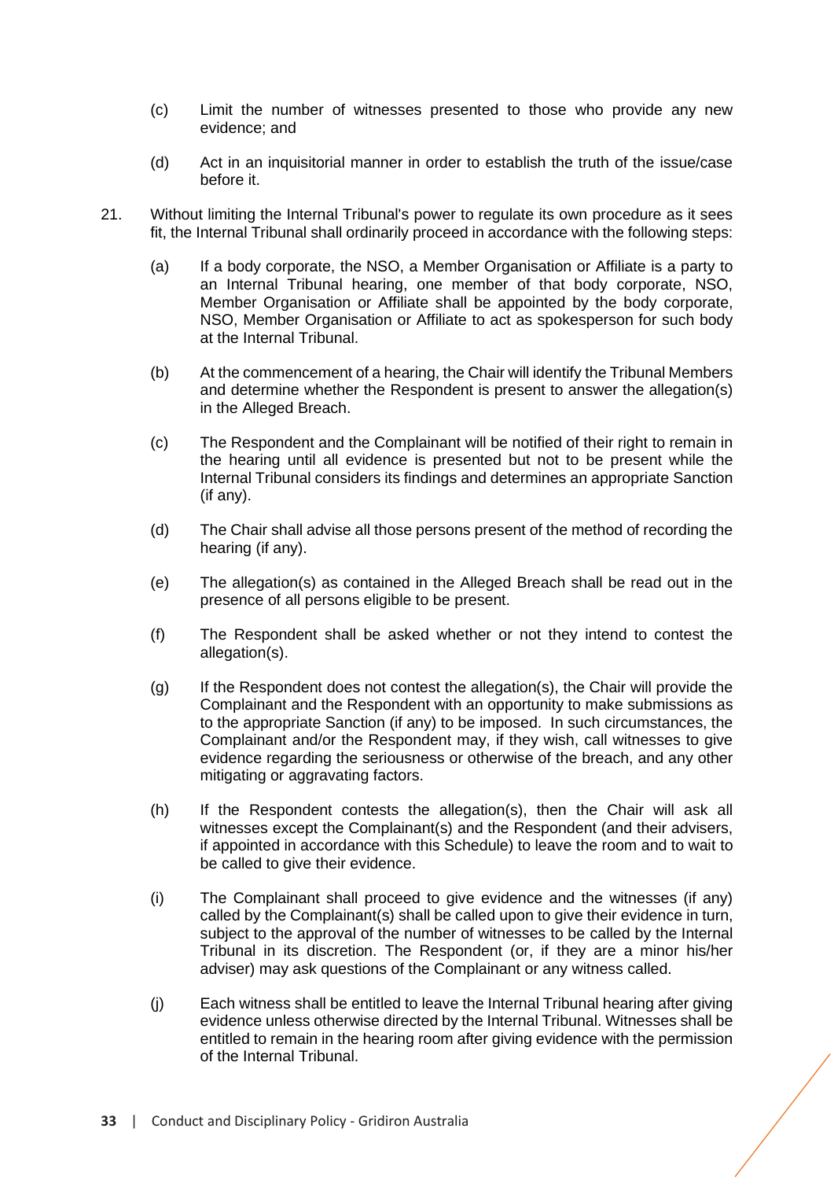(c) Limit the number of witnesses presented to those who provide any new evidence; and

(d) Act in an inquisitorial manner in order to establish the truth of the issue/case before it.

21. Without limiting the Internal Tribunal's power to regulate its own procedure as it sees fit, the Internal Tribunal shall ordinarily proceed in accordance with the following steps:

(a) If a body corporate, the NSO, a Member Organisation or Affiliate is a party to an Internal Tribunal hearing, one member of that body corporate, NSO, Member Organisation or Affiliate shall be appointed by the body corporate, NSO, Member Organisation or Affiliate to act as spokesperson for such body at the Internal Tribunal.

(b) At the commencement of a hearing, the Chair will identify the Tribunal Members and determine whether the Respondent is present to answer the allegation(s) in the Alleged Breach.

(c) The Respondent and the Complainant will be notified of their right to remain in the hearing until all evidence is presented but not to be present while the Internal Tribunal considers its findings and determines an appropriate Sanction (if any).

(d) The Chair shall advise all those persons present of the method of recording the hearing (if any).

(e) The allegation(s) as contained in the Alleged Breach shall be read out in the presence of all persons eligible to be present.

(f) The Respondent shall be asked whether or not they intend to contest the allegation(s).

(g) If the Respondent does not contest the allegation(s), the Chair will provide the Complainant and the Respondent with an opportunity to make submissions as to the appropriate Sanction (if any) to be imposed. In such circumstances, the Complainant and/or the Respondent may, if they wish, call witnesses to give evidence regarding the seriousness or otherwise of the breach, and any other mitigating or aggravating factors.

(h) If the Respondent contests the allegation(s), then the Chair will ask all witnesses except the Complainant(s) and the Respondent (and their advisers, if appointed in accordance with this Schedule) to leave the room and to wait to be called to give their evidence.

(i) The Complainant shall proceed to give evidence and the witnesses (if any) called by the Complainant(s) shall be called upon to give their evidence in turn, subject to the approval of the number of witnesses to be called by the Internal Tribunal in its discretion. The Respondent (or, if they are a minor his/her adviser) may ask questions of the Complainant or any witness called.

(j) Each witness shall be entitled to leave the Internal Tribunal hearing after giving evidence unless otherwise directed by the Internal Tribunal. Witnesses shall be entitled to remain in the hearing room after giving evidence with the permission of the Internal Tribunal.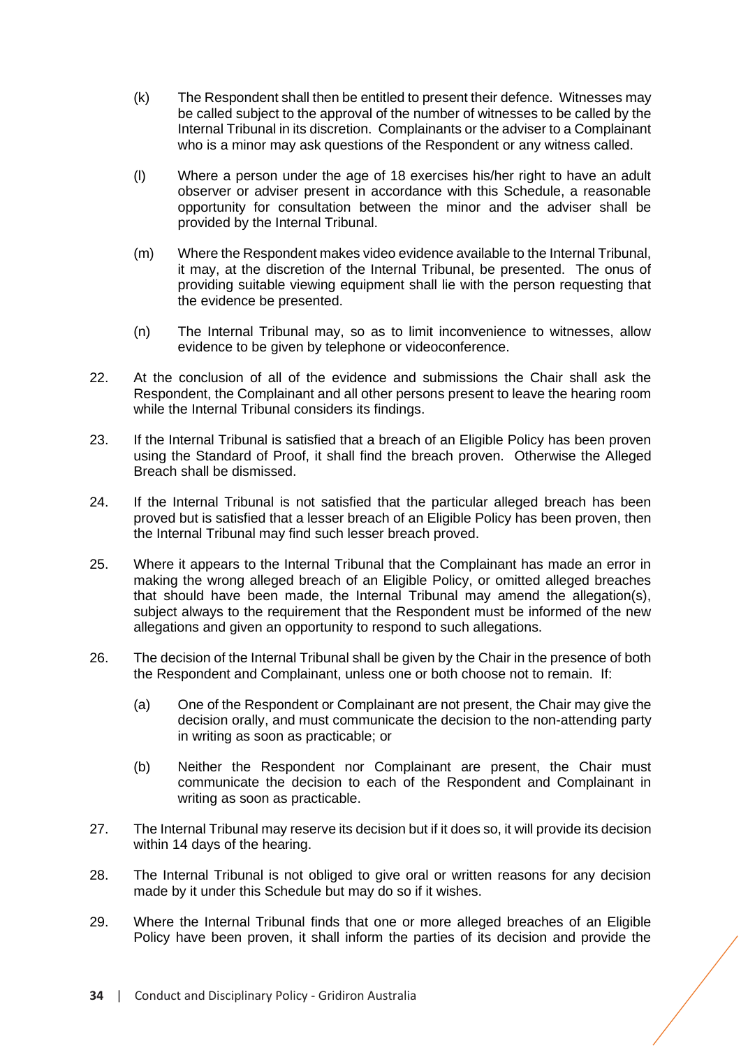(k) The Respondent shall then be entitled to present their defence. Witnesses may be called subject to the approval of the number of witnesses to be called by the Internal Tribunal in its discretion. Complainants or the adviser to a Complainant who is a minor may ask questions of the Respondent or any witness called.

(l) Where a person under the age of 18 exercises his/her right to have an adult observer or adviser present in accordance with this Schedule, a reasonable opportunity for consultation between the minor and the adviser shall be provided by the Internal Tribunal.

(m) Where the Respondent makes video evidence available to the Internal Tribunal, it may, at the discretion of the Internal Tribunal, be presented. The onus of providing suitable viewing equipment shall lie with the person requesting that the evidence be presented.

(n) The Internal Tribunal may, so as to limit inconvenience to witnesses, allow evidence to be given by telephone or videoconference.

22. At the conclusion of all of the evidence and submissions the Chair shall ask the Respondent, the Complainant and all other persons present to leave the hearing room while the Internal Tribunal considers its findings.

23. If the Internal Tribunal is satisfied that a breach of an Eligible Policy has been proven using the Standard of Proof, it shall find the breach proven. Otherwise the Alleged Breach shall be dismissed.

24. If the Internal Tribunal is not satisfied that the particular alleged breach has been proved but is satisfied that a lesser breach of an Eligible Policy has been proven, then the Internal Tribunal may find such lesser breach proved.

25. Where it appears to the Internal Tribunal that the Complainant has made an error in making the wrong alleged breach of an Eligible Policy, or omitted alleged breaches that should have been made, the Internal Tribunal may amend the allegation(s), subject always to the requirement that the Respondent must be informed of the new allegations and given an opportunity to respond to such allegations.

26. The decision of the Internal Tribunal shall be given by the Chair in the presence of both the Respondent and Complainant, unless one or both choose not to remain. If:

(a) One of the Respondent or Complainant are not present, the Chair may give the decision orally, and must communicate the decision to the non-attending party in writing as soon as practicable; or

(b) Neither the Respondent nor Complainant are present, the Chair must communicate the decision to each of the Respondent and Complainant in writing as soon as practicable.

27. The Internal Tribunal may reserve its decision but if it does so, it will provide its decision within 14 days of the hearing.

28. The Internal Tribunal is not obliged to give oral or written reasons for any decision made by it under this Schedule but may do so if it wishes.

29. Where the Internal Tribunal finds that one or more alleged breaches of an Eligible Policy have been proven, it shall inform the parties of its decision and provide the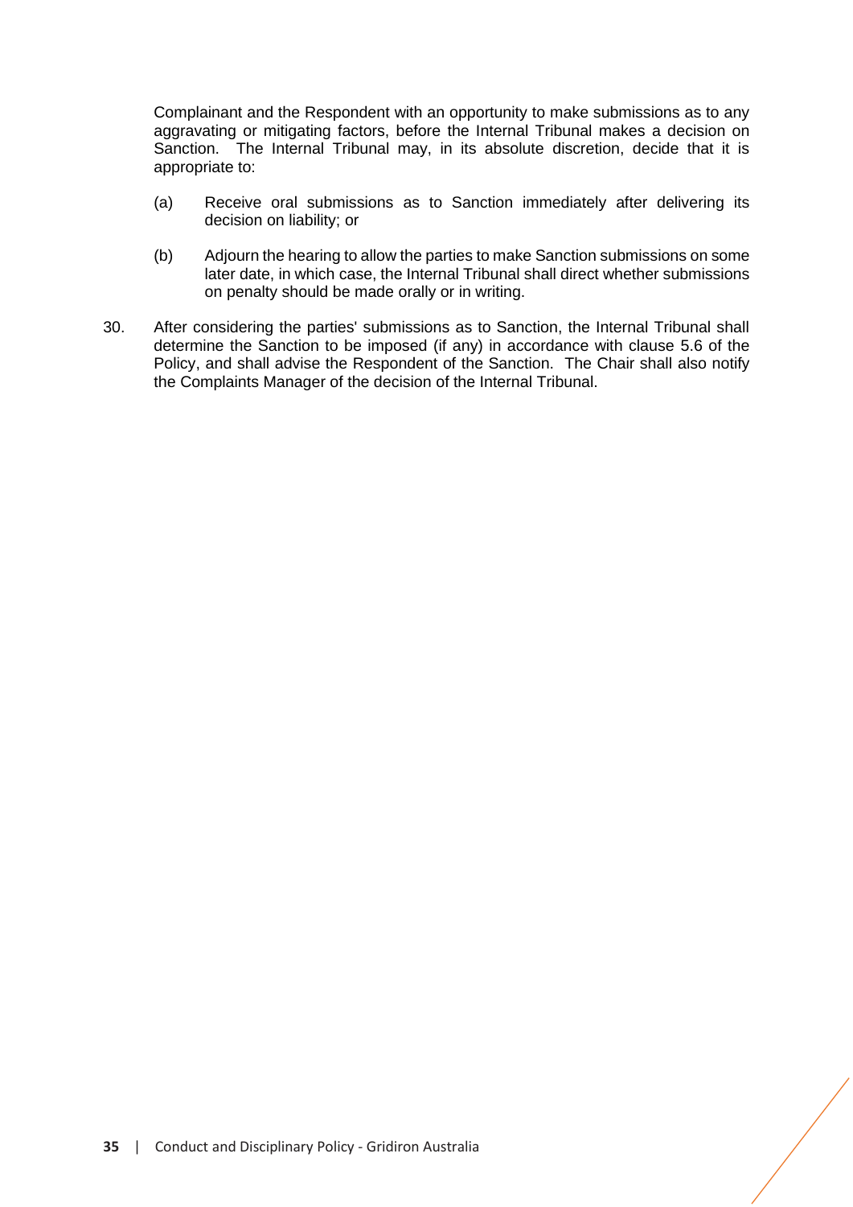Complainant and the Respondent with an opportunity to make submissions as to any aggravating or mitigating factors, before the Internal Tribunal makes a decision on Sanction. The Internal Tribunal may, in its absolute discretion, decide that it is appropriate to:

(a) Receive oral submissions as to Sanction immediately after delivering its decision on liability; or

(b) Adjourn the hearing to allow the parties to make Sanction submissions on some later date, in which case, the Internal Tribunal shall direct whether submissions on penalty should be made orally or in writing.

30. After considering the parties' submissions as to Sanction, the Internal Tribunal shall determine the Sanction to be imposed (if any) in accordance with clause 5.6 of the Policy, and shall advise the Respondent of the Sanction. The Chair shall also notify the Complaints Manager of the decision of the Internal Tribunal.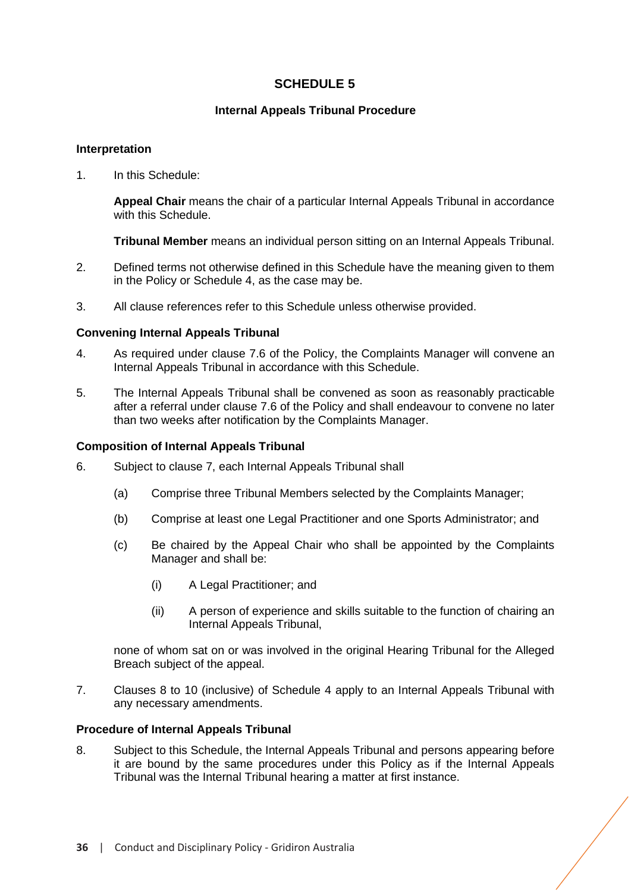# SCHEDULE 5

## Internal Appeals Tribunal Procedure

### Interpretation

1. In this Schedule:

   **Appeal Chair** means the chair of a particular Internal Appeals Tribunal in accordance with this Schedule.

   **Tribunal Member** means an individual person sitting on an Internal Appeals Tribunal.

2. Defined terms not otherwise defined in this Schedule have the meaning given to them in the Policy or Schedule 4, as the case may be.

3. All clause references refer to this Schedule unless otherwise provided.

### Convening Internal Appeals Tribunal

4. As required under clause 7.6 of the Policy, the Complaints Manager will convene an Internal Appeals Tribunal in accordance with this Schedule.

5. The Internal Appeals Tribunal shall be convened as soon as reasonably practicable after a referral under clause 7.6 of the Policy and shall endeavour to convene no later than two weeks after notification by the Complaints Manager.

### Composition of Internal Appeals Tribunal

6. Subject to clause 7, each Internal Appeals Tribunal shall

   (a) Comprise three Tribunal Members selected by the Complaints Manager;

   (b) Comprise at least one Legal Practitioner and one Sports Administrator; and

   (c) Be chaired by the Appeal Chair who shall be appointed by the Complaints Manager and shall be:

      (i) A Legal Practitioner; and

      (ii) A person of experience and skills suitable to the function of chairing an Internal Appeals Tribunal,

   none of whom sat on or was involved in the original Hearing Tribunal for the Alleged Breach subject of the appeal.

7. Clauses 8 to 10 (inclusive) of Schedule 4 apply to an Internal Appeals Tribunal with any necessary amendments.

### Procedure of Internal Appeals Tribunal

8. Subject to this Schedule, the Internal Appeals Tribunal and persons appearing before it are bound by the same procedures under this Policy as if the Internal Appeals Tribunal was the Internal Tribunal hearing a matter at first instance.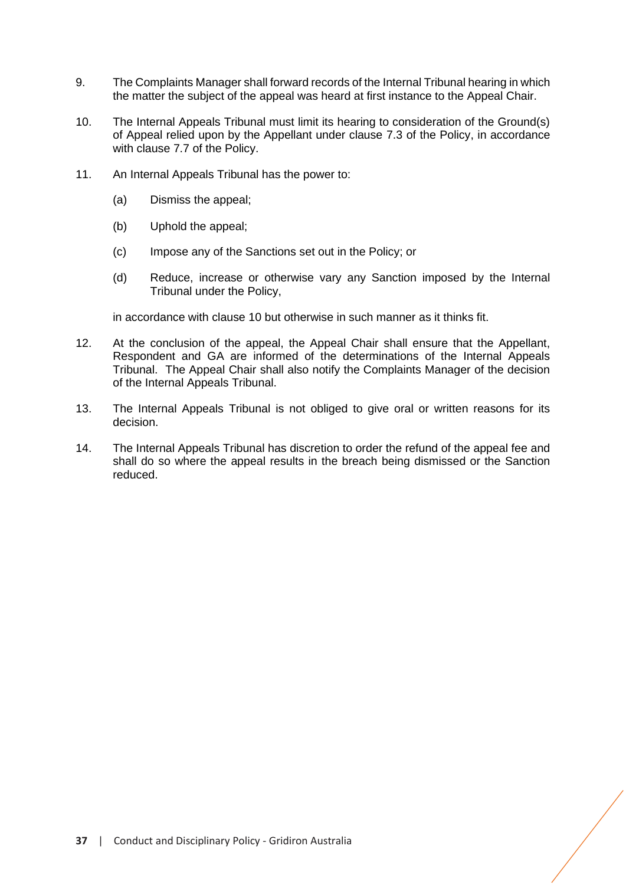9. The Complaints Manager shall forward records of the Internal Tribunal hearing in which the matter the subject of the appeal was heard at first instance to the Appeal Chair.

10. The Internal Appeals Tribunal must limit its hearing to consideration of the Ground(s) of Appeal relied upon by the Appellant under clause 7.3 of the Policy, in accordance with clause 7.7 of the Policy.

11. An Internal Appeals Tribunal has the power to:

    (a) Dismiss the appeal;

    (b) Uphold the appeal;

    (c) Impose any of the Sanctions set out in the Policy; or

    (d) Reduce, increase or otherwise vary any Sanction imposed by the Internal Tribunal under the Policy,

    in accordance with clause 10 but otherwise in such manner as it thinks fit.

12. At the conclusion of the appeal, the Appeal Chair shall ensure that the Appellant, Respondent and GA are informed of the determinations of the Internal Appeals Tribunal. The Appeal Chair shall also notify the Complaints Manager of the decision of the Internal Appeals Tribunal.

13. The Internal Appeals Tribunal is not obliged to give oral or written reasons for its decision.

14. The Internal Appeals Tribunal has discretion to order the refund of the appeal fee and shall do so where the appeal results in the breach being dismissed or the Sanction reduced.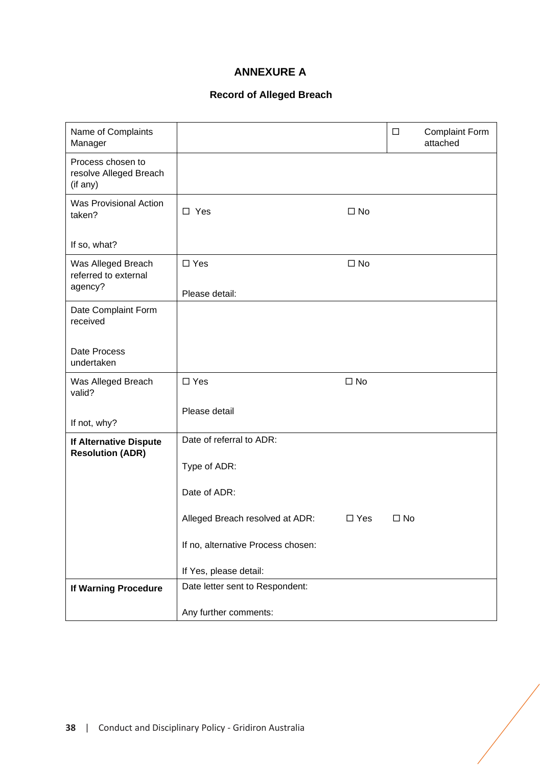# ANNEXURE A

## Record of Alleged Breach

| | | |
|---|---|---|
| Name of Complaints Manager | | ☐ Complaint Form attached |
| Process chosen to resolve Alleged Breach (if any) | | |
| Was Provisional Action taken?<br><br>If so, what? | ☐ Yes ☐ No | |
| Was Alleged Breach referred to external agency? | ☐ Yes ☐ No<br><br>Please detail: | |
| Date Complaint Form received<br><br>Date Process undertaken | | |
| Was Alleged Breach valid?<br><br>If not, why? | ☐ Yes ☐ No<br><br>Please detail | |
| **If Alternative Dispute Resolution (ADR)** | Date of referral to ADR:<br><br>Type of ADR:<br><br>Date of ADR:<br><br>Alleged Breach resolved at ADR: ☐ Yes ☐ No<br><br>If no, alternative Process chosen:<br><br>If Yes, please detail: | |
| **If Warning Procedure** | Date letter sent to Respondent:<br><br>Any further comments: | |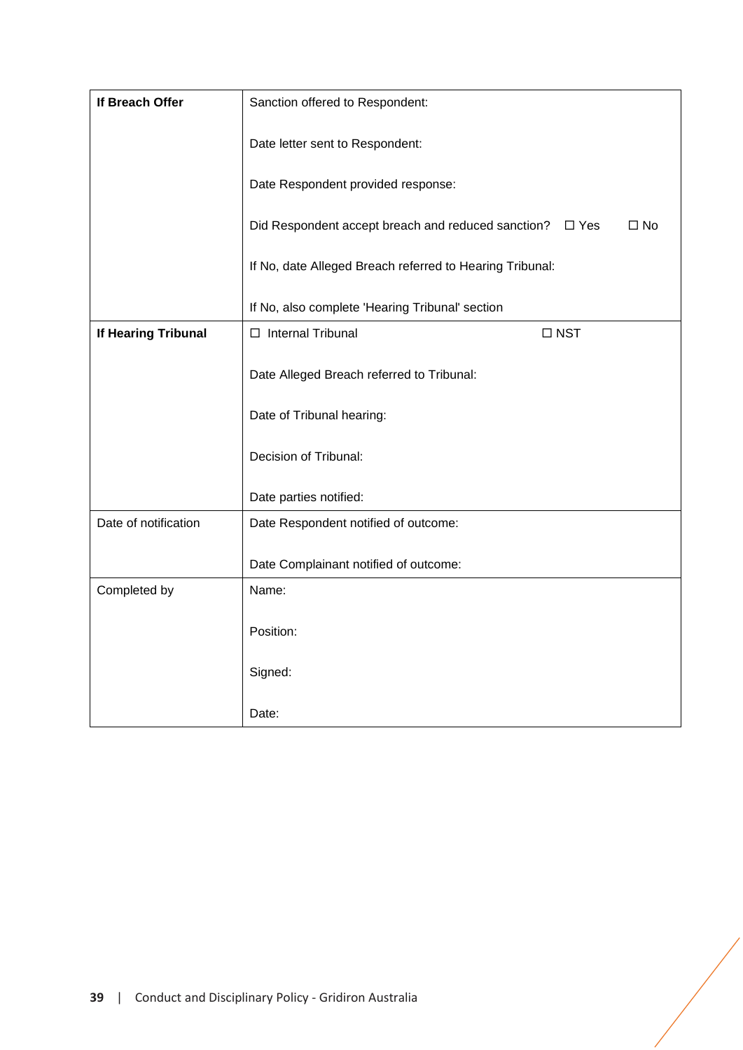| | |
|---|---|
| **If Breach Offer** | Sanction offered to Respondent:<br><br>Date letter sent to Respondent:<br><br>Date Respondent provided response:<br><br>Did Respondent accept breach and reduced sanction? ☐ Yes ☐ No<br><br>If No, date Alleged Breach referred to Hearing Tribunal:<br><br>If No, also complete 'Hearing Tribunal' section |
| **If Hearing Tribunal** | ☐ Internal Tribunal ☐ NST<br><br>Date Alleged Breach referred to Tribunal:<br><br>Date of Tribunal hearing:<br><br>Decision of Tribunal:<br><br>Date parties notified: |
| Date of notification | Date Respondent notified of outcome:<br><br>Date Complainant notified of outcome: |
| Completed by | Name:<br><br>Position:<br><br>Signed:<br><br>Date: |